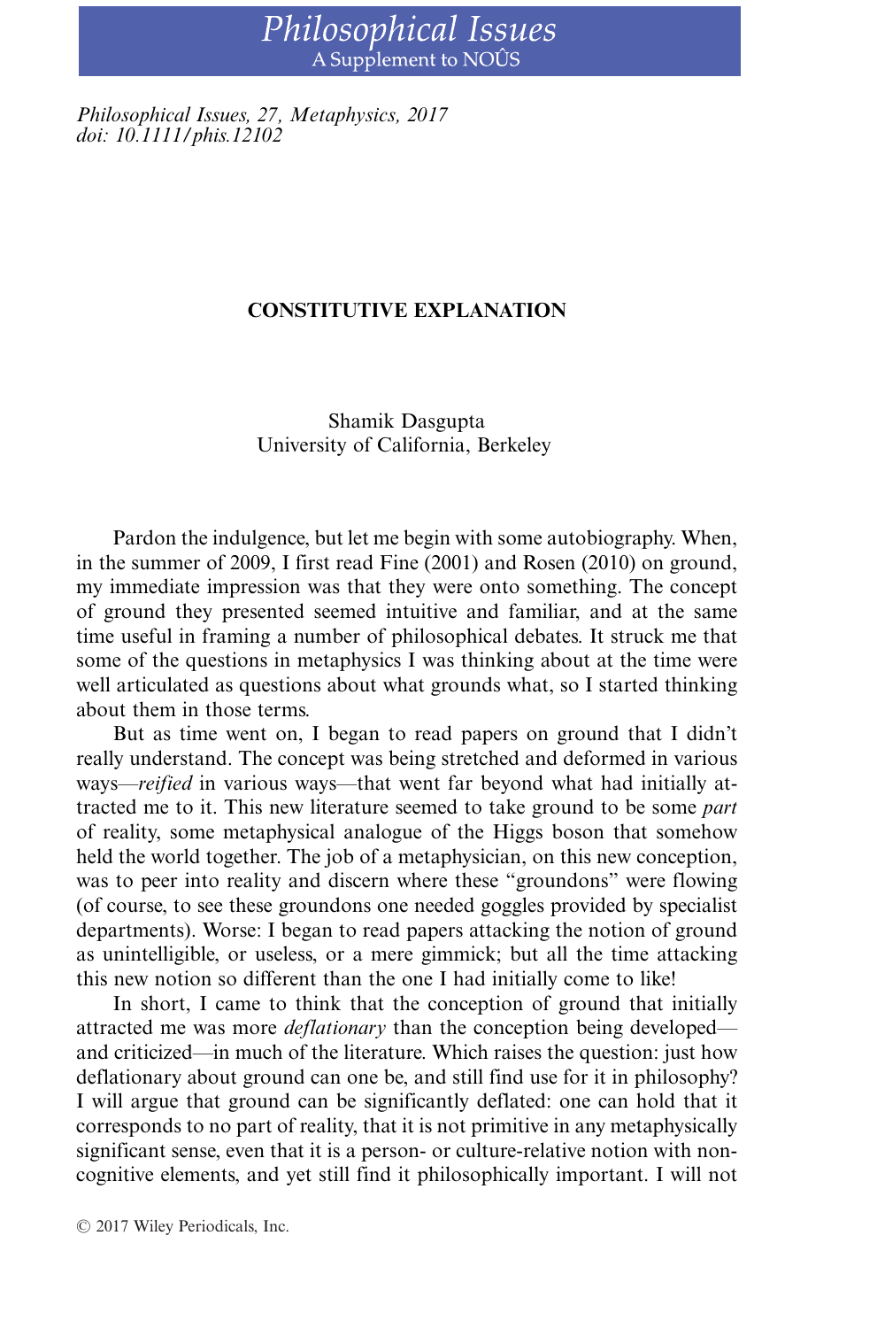*Philosophical Issues, 27, Metaphysics, 2017*
*doi: 10.1111/phis.12102*

# CONSTITUTIVE EXPLANATION

Shamik Dasgupta
University of California, Berkeley

Pardon the indulgence, but let me begin with some autobiography. When, in the summer of 2009, I first read Fine (2001) and Rosen (2010) on ground, my immediate impression was that they were onto something. The concept of ground they presented seemed intuitive and familiar, and at the same time useful in framing a number of philosophical debates. It struck me that some of the questions in metaphysics I was thinking about at the time were well articulated as questions about what grounds what, so I started thinking about them in those terms.

But as time went on, I began to read papers on ground that I didn't really understand. The concept was being stretched and deformed in various ways—*reified* in various ways—that went far beyond what had initially attracted me to it. This new literature seemed to take ground to be some *part* of reality, some metaphysical analogue of the Higgs boson that somehow held the world together. The job of a metaphysician, on this new conception, was to peer into reality and discern where these "groundons" were flowing (of course, to see these groundons one needed goggles provided by specialist departments). Worse: I began to read papers attacking the notion of ground as unintelligible, or useless, or a mere gimmick; but all the time attacking this new notion so different than the one I had initially come to like!

In short, I came to think that the conception of ground that initially attracted me was more *deflationary* than the conception being developed—and criticized—in much of the literature. Which raises the question: just how deflationary about ground can one be, and still find use for it in philosophy? I will argue that ground can be significantly deflated: one can hold that it corresponds to no part of reality, that it is not primitive in any metaphysically significant sense, even that it is a person- or culture-relative notion with non-cognitive elements, and yet still find it philosophically important. I will not

© 2017 Wiley Periodicals, Inc.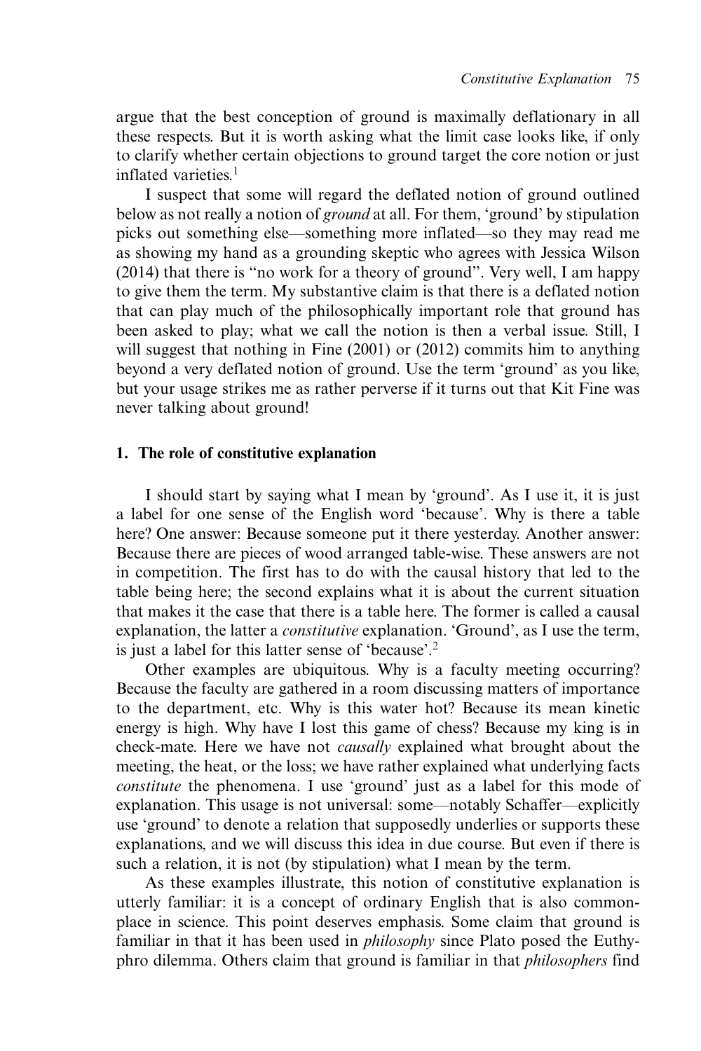argue that the best conception of ground is maximally deflationary in all these respects. But it is worth asking what the limit case looks like, if only to clarify whether certain objections to ground target the core notion or just inflated varieties.[1]

I suspect that some will regard the deflated notion of ground outlined below as not really a notion of *ground* at all. For them, 'ground' by stipulation picks out something else—something more inflated—so they may read me as showing my hand as a grounding skeptic who agrees with Jessica Wilson (2014) that there is "no work for a theory of ground". Very well, I am happy to give them the term. My substantive claim is that there is a deflated notion that can play much of the philosophically important role that ground has been asked to play; what we call the notion is then a verbal issue. Still, I will suggest that nothing in Fine (2001) or (2012) commits him to anything beyond a very deflated notion of ground. Use the term 'ground' as you like, but your usage strikes me as rather perverse if it turns out that Kit Fine was never talking about ground!

## 1. The role of constitutive explanation

I should start by saying what I mean by 'ground'. As I use it, it is just a label for one sense of the English word 'because'. Why is there a table here? One answer: Because someone put it there yesterday. Another answer: Because there are pieces of wood arranged table-wise. These answers are not in competition. The first has to do with the causal history that led to the table being here; the second explains what it is about the current situation that makes it the case that there is a table here. The former is called a causal explanation, the latter a *constitutive* explanation. 'Ground', as I use the term, is just a label for this latter sense of 'because'.[2]

Other examples are ubiquitous. Why is a faculty meeting occurring? Because the faculty are gathered in a room discussing matters of importance to the department, etc. Why is this water hot? Because its mean kinetic energy is high. Why have I lost this game of chess? Because my king is in check-mate. Here we have not *causally* explained what brought about the meeting, the heat, or the loss; we have rather explained what underlying facts *constitute* the phenomena. I use 'ground' just as a label for this mode of explanation. This usage is not universal: some—notably Schaffer—explicitly use 'ground' to denote a relation that supposedly underlies or supports these explanations, and we will discuss this idea in due course. But even if there is such a relation, it is not (by stipulation) what I mean by the term.

As these examples illustrate, this notion of constitutive explanation is utterly familiar: it is a concept of ordinary English that is also commonplace in science. This point deserves emphasis. Some claim that ground is familiar in that it has been used in *philosophy* since Plato posed the Euthyphro dilemma. Others claim that ground is familiar in that *philosophers* find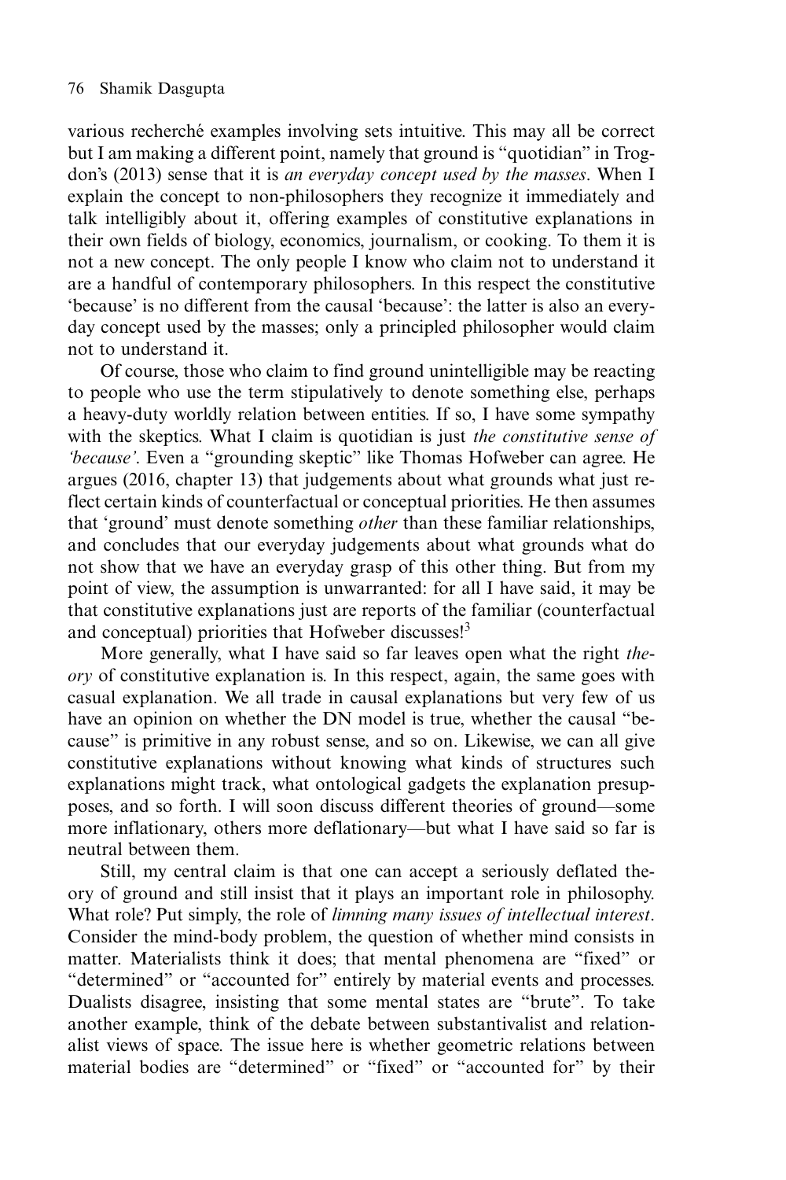various recherché examples involving sets intuitive. This may all be correct but I am making a different point, namely that ground is "quotidian" in Trogdon's (2013) sense that it is *an everyday concept used by the masses*. When I explain the concept to non-philosophers they recognize it immediately and talk intelligibly about it, offering examples of constitutive explanations in their own fields of biology, economics, journalism, or cooking. To them it is not a new concept. The only people I know who claim not to understand it are a handful of contemporary philosophers. In this respect the constitutive 'because' is no different from the causal 'because': the latter is also an everyday concept used by the masses; only a principled philosopher would claim not to understand it.

Of course, those who claim to find ground unintelligible may be reacting to people who use the term stipulatively to denote something else, perhaps a heavy-duty worldly relation between entities. If so, I have some sympathy with the skeptics. What I claim is quotidian is just *the constitutive sense of 'because'*. Even a "grounding skeptic" like Thomas Hofweber can agree. He argues (2016, chapter 13) that judgements about what grounds what just reflect certain kinds of counterfactual or conceptual priorities. He then assumes that 'ground' must denote something *other* than these familiar relationships, and concludes that our everyday judgements about what grounds what do not show that we have an everyday grasp of this other thing. But from my point of view, the assumption is unwarranted: for all I have said, it may be that constitutive explanations just are reports of the familiar (counterfactual and conceptual) priorities that Hofweber discusses![3]

More generally, what I have said so far leaves open what the right *theory* of constitutive explanation is. In this respect, again, the same goes with casual explanation. We all trade in causal explanations but very few of us have an opinion on whether the DN model is true, whether the causal "because" is primitive in any robust sense, and so on. Likewise, we can all give constitutive explanations without knowing what kinds of structures such explanations might track, what ontological gadgets the explanation presupposes, and so forth. I will soon discuss different theories of ground—some more inflationary, others more deflationary—but what I have said so far is neutral between them.

Still, my central claim is that one can accept a seriously deflated theory of ground and still insist that it plays an important role in philosophy. What role? Put simply, the role of *limning many issues of intellectual interest*. Consider the mind-body problem, the question of whether mind consists in matter. Materialists think it does; that mental phenomena are "fixed" or "determined" or "accounted for" entirely by material events and processes. Dualists disagree, insisting that some mental states are "brute". To take another example, think of the debate between substantivalist and relationalist views of space. The issue here is whether geometric relations between material bodies are "determined" or "fixed" or "accounted for" by their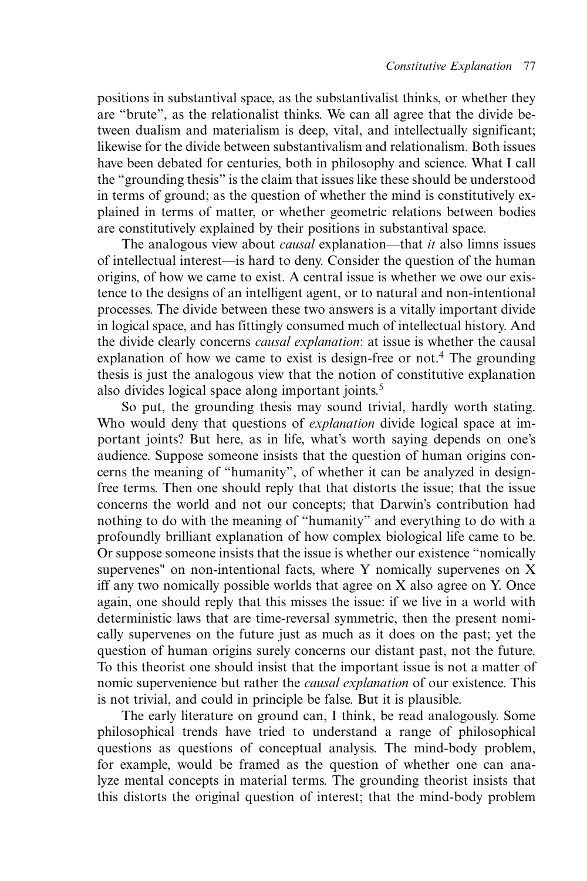positions in substantival space, as the substantivalist thinks, or whether they are "brute", as the relationalist thinks. We can all agree that the divide between dualism and materialism is deep, vital, and intellectually significant; likewise for the divide between substantivalism and relationalism. Both issues have been debated for centuries, both in philosophy and science. What I call the "grounding thesis" is the claim that issues like these should be understood in terms of ground; as the question of whether the mind is constitutively explained in terms of matter, or whether geometric relations between bodies are constitutively explained by their positions in substantival space.

The analogous view about *causal* explanation—that *it* also limns issues of intellectual interest—is hard to deny. Consider the question of the human origins, of how we came to exist. A central issue is whether we owe our existence to the designs of an intelligent agent, or to natural and non-intentional processes. The divide between these two answers is a vitally important divide in logical space, and has fittingly consumed much of intellectual history. And the divide clearly concerns *causal explanation*: at issue is whether the causal explanation of how we came to exist is design-free or not.[4] The grounding thesis is just the analogous view that the notion of constitutive explanation also divides logical space along important joints.[5]

So put, the grounding thesis may sound trivial, hardly worth stating. Who would deny that questions of *explanation* divide logical space at important joints? But here, as in life, what's worth saying depends on one's audience. Suppose someone insists that the question of human origins concerns the meaning of "humanity", of whether it can be analyzed in design-free terms. Then one should reply that that distorts the issue; that the issue concerns the world and not our concepts; that Darwin's contribution had nothing to do with the meaning of "humanity" and everything to do with a profoundly brilliant explanation of how complex biological life came to be. Or suppose someone insists that the issue is whether our existence "nomically supervenes" on non-intentional facts, where Y nomically supervenes on X iff any two nomically possible worlds that agree on X also agree on Y. Once again, one should reply that this misses the issue: if we live in a world with deterministic laws that are time-reversal symmetric, then the present nomically supervenes on the future just as much as it does on the past; yet the question of human origins surely concerns our distant past, not the future. To this theorist one should insist that the important issue is not a matter of nomic supervenience but rather the *causal explanation* of our existence. This is not trivial, and could in principle be false. But it is plausible.

The early literature on ground can, I think, be read analogously. Some philosophical trends have tried to understand a range of philosophical questions as questions of conceptual analysis. The mind-body problem, for example, would be framed as the question of whether one can analyze mental concepts in material terms. The grounding theorist insists that this distorts the original question of interest; that the mind-body problem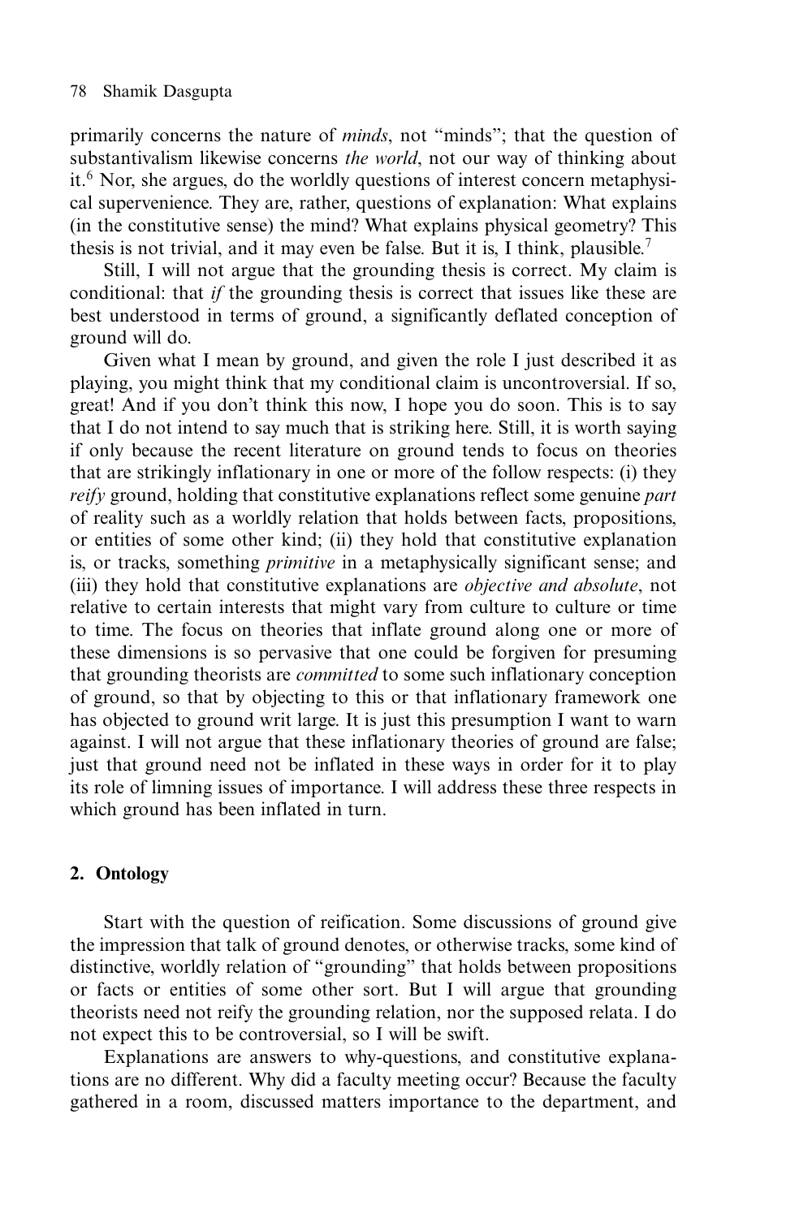primarily concerns the nature of *minds*, not "minds"; that the question of substantivalism likewise concerns *the world*, not our way of thinking about it.[6] Nor, she argues, do the worldly questions of interest concern metaphysical supervenience. They are, rather, questions of explanation: What explains (in the constitutive sense) the mind? What explains physical geometry? This thesis is not trivial, and it may even be false. But it is, I think, plausible.[7]

Still, I will not argue that the grounding thesis is correct. My claim is conditional: that *if* the grounding thesis is correct that issues like these are best understood in terms of ground, a significantly deflated conception of ground will do.

Given what I mean by ground, and given the role I just described it as playing, you might think that my conditional claim is uncontroversial. If so, great! And if you don't think this now, I hope you do soon. This is to say that I do not intend to say much that is striking here. Still, it is worth saying if only because the recent literature on ground tends to focus on theories that are strikingly inflationary in one or more of the follow respects: (i) they *reify* ground, holding that constitutive explanations reflect some genuine *part* of reality such as a worldly relation that holds between facts, propositions, or entities of some other kind; (ii) they hold that constitutive explanation is, or tracks, something *primitive* in a metaphysically significant sense; and (iii) they hold that constitutive explanations are *objective and absolute*, not relative to certain interests that might vary from culture to culture or time to time. The focus on theories that inflate ground along one or more of these dimensions is so pervasive that one could be forgiven for presuming that grounding theorists are *committed* to some such inflationary conception of ground, so that by objecting to this or that inflationary framework one has objected to ground writ large. It is just this presumption I want to warn against. I will not argue that these inflationary theories of ground are false; just that ground need not be inflated in these ways in order for it to play its role of limning issues of importance. I will address these three respects in which ground has been inflated in turn.

## 2. Ontology

Start with the question of reification. Some discussions of ground give the impression that talk of ground denotes, or otherwise tracks, some kind of distinctive, worldly relation of "grounding" that holds between propositions or facts or entities of some other sort. But I will argue that grounding theorists need not reify the grounding relation, nor the supposed relata. I do not expect this to be controversial, so I will be swift.

Explanations are answers to why-questions, and constitutive explanations are no different. Why did a faculty meeting occur? Because the faculty gathered in a room, discussed matters importance to the department, and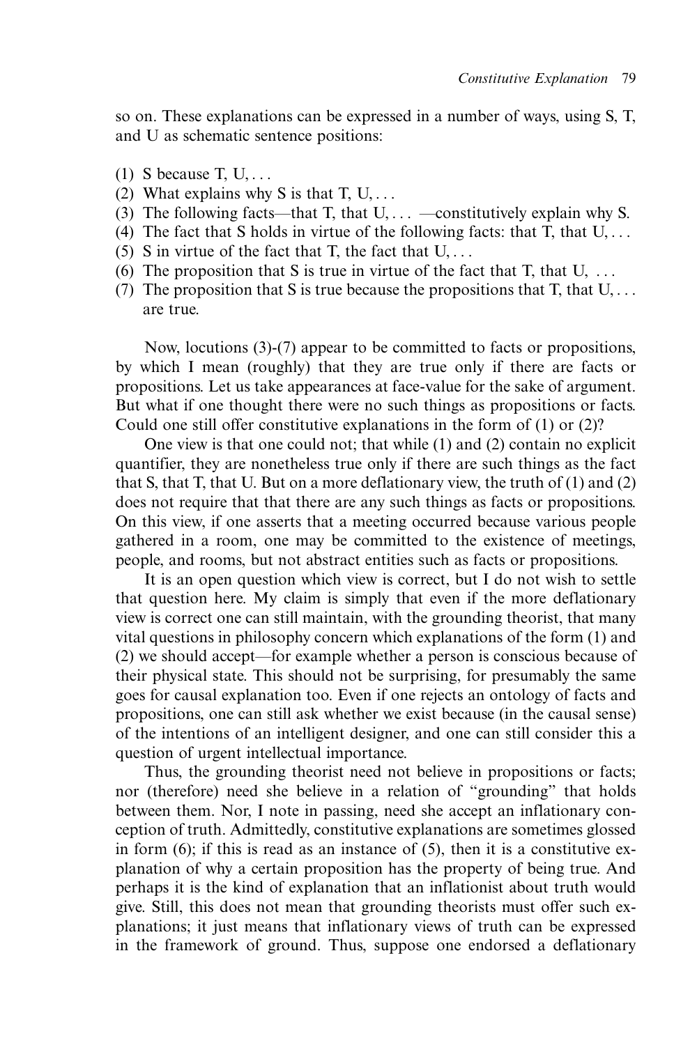so on. These explanations can be expressed in a number of ways, using S, T, and U as schematic sentence positions:

(1) S because T, U, . . .
(2) What explains why S is that T, U, . . .
(3) The following facts—that T, that U, . . . —constitutively explain why S.
(4) The fact that S holds in virtue of the following facts: that T, that U, . . .
(5) S in virtue of the fact that T, the fact that U, . . .
(6) The proposition that S is true in virtue of the fact that T, that U, . . .
(7) The proposition that S is true because the propositions that T, that U, . . . are true.

Now, locutions (3)-(7) appear to be committed to facts or propositions, by which I mean (roughly) that they are true only if there are facts or propositions. Let us take appearances at face-value for the sake of argument. But what if one thought there were no such things as propositions or facts. Could one still offer constitutive explanations in the form of (1) or (2)?

One view is that one could not; that while (1) and (2) contain no explicit quantifier, they are nonetheless true only if there are such things as the fact that S, that T, that U. But on a more deflationary view, the truth of (1) and (2) does not require that that there are any such things as facts or propositions. On this view, if one asserts that a meeting occurred because various people gathered in a room, one may be committed to the existence of meetings, people, and rooms, but not abstract entities such as facts or propositions.

It is an open question which view is correct, but I do not wish to settle that question here. My claim is simply that even if the more deflationary view is correct one can still maintain, with the grounding theorist, that many vital questions in philosophy concern which explanations of the form (1) and (2) we should accept—for example whether a person is conscious because of their physical state. This should not be surprising, for presumably the same goes for causal explanation too. Even if one rejects an ontology of facts and propositions, one can still ask whether we exist because (in the causal sense) of the intentions of an intelligent designer, and one can still consider this a question of urgent intellectual importance.

Thus, the grounding theorist need not believe in propositions or facts; nor (therefore) need she believe in a relation of "grounding" that holds between them. Nor, I note in passing, need she accept an inflationary conception of truth. Admittedly, constitutive explanations are sometimes glossed in form (6); if this is read as an instance of (5), then it is a constitutive explanation of why a certain proposition has the property of being true. And perhaps it is the kind of explanation that an inflationist about truth would give. Still, this does not mean that grounding theorists must offer such explanations; it just means that inflationary views of truth can be expressed in the framework of ground. Thus, suppose one endorsed a deflationary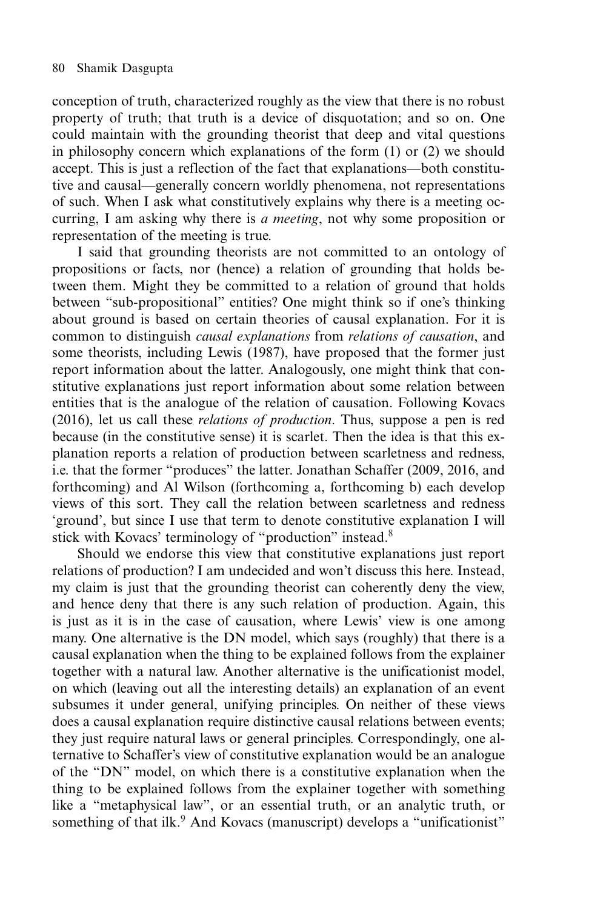conception of truth, characterized roughly as the view that there is no robust property of truth; that truth is a device of disquotation; and so on. One could maintain with the grounding theorist that deep and vital questions in philosophy concern which explanations of the form (1) or (2) we should accept. This is just a reflection of the fact that explanations—both constitutive and causal—generally concern worldly phenomena, not representations of such. When I ask what constitutively explains why there is a meeting occurring, I am asking why there is *a meeting*, not why some proposition or representation of the meeting is true.

I said that grounding theorists are not committed to an ontology of propositions or facts, nor (hence) a relation of grounding that holds between them. Might they be committed to a relation of ground that holds between "sub-propositional" entities? One might think so if one's thinking about ground is based on certain theories of causal explanation. For it is common to distinguish *causal explanations* from *relations of causation*, and some theorists, including Lewis (1987), have proposed that the former just report information about the latter. Analogously, one might think that constitutive explanations just report information about some relation between entities that is the analogue of the relation of causation. Following Kovacs (2016), let us call these *relations of production*. Thus, suppose a pen is red because (in the constitutive sense) it is scarlet. Then the idea is that this explanation reports a relation of production between scarletness and redness, i.e. that the former "produces" the latter. Jonathan Schaffer (2009, 2016, and forthcoming) and Al Wilson (forthcoming a, forthcoming b) each develop views of this sort. They call the relation between scarletness and redness 'ground', but since I use that term to denote constitutive explanation I will stick with Kovacs' terminology of "production" instead.[8]

Should we endorse this view that constitutive explanations just report relations of production? I am undecided and won't discuss this here. Instead, my claim is just that the grounding theorist can coherently deny the view, and hence deny that there is any such relation of production. Again, this is just as it is in the case of causation, where Lewis' view is one among many. One alternative is the DN model, which says (roughly) that there is a causal explanation when the thing to be explained follows from the explainer together with a natural law. Another alternative is the unificationist model, on which (leaving out all the interesting details) an explanation of an event subsumes it under general, unifying principles. On neither of these views does a causal explanation require distinctive causal relations between events; they just require natural laws or general principles. Correspondingly, one alternative to Schaffer's view of constitutive explanation would be an analogue of the "DN" model, on which there is a constitutive explanation when the thing to be explained follows from the explainer together with something like a "metaphysical law", or an essential truth, or an analytic truth, or something of that ilk.[9] And Kovacs (manuscript) develops a "unificationist"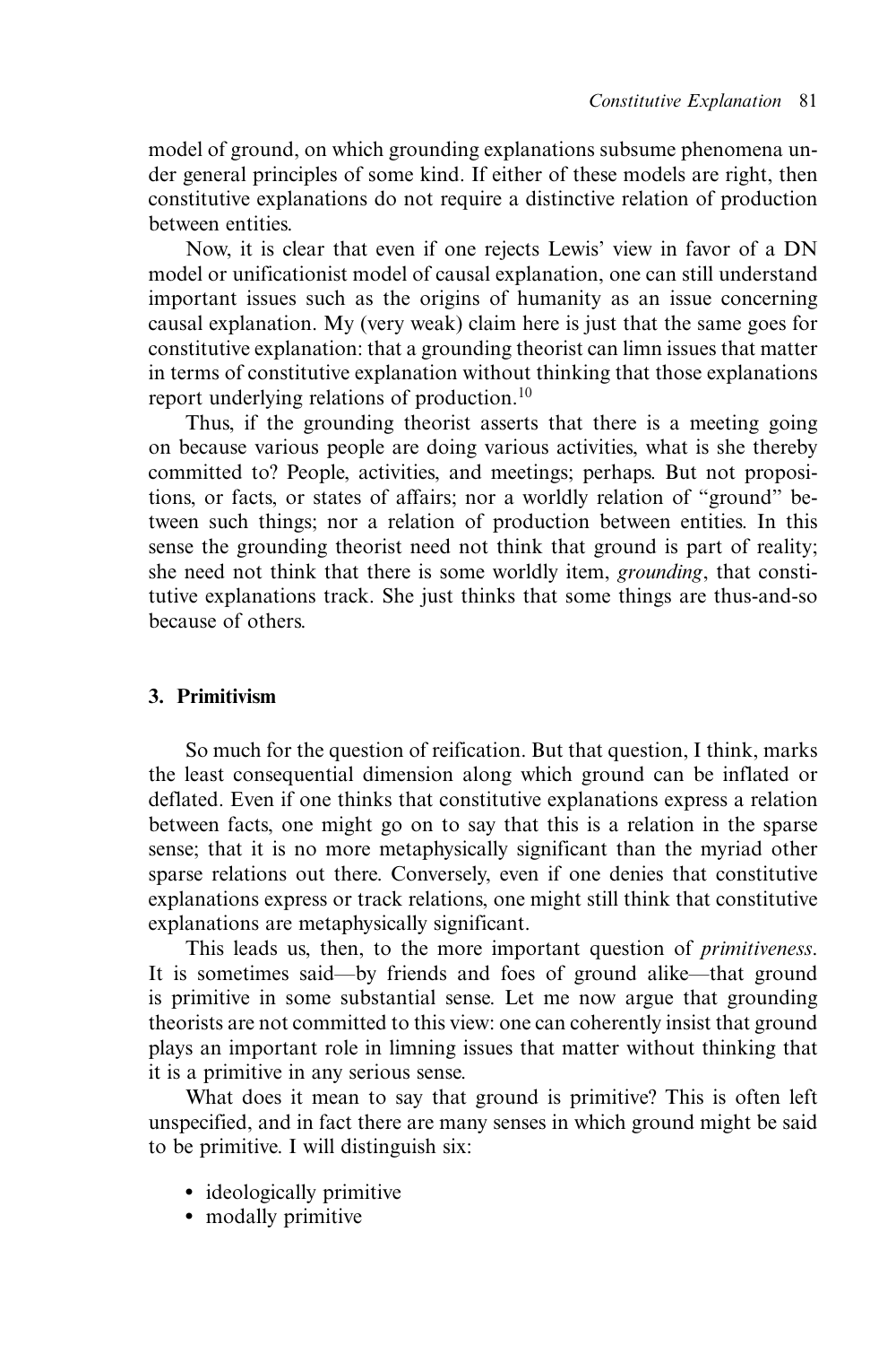model of ground, on which grounding explanations subsume phenomena under general principles of some kind. If either of these models are right, then constitutive explanations do not require a distinctive relation of production between entities.

Now, it is clear that even if one rejects Lewis' view in favor of a DN model or unificationist model of causal explanation, one can still understand important issues such as the origins of humanity as an issue concerning causal explanation. My (very weak) claim here is just that the same goes for constitutive explanation: that a grounding theorist can limn issues that matter in terms of constitutive explanation without thinking that those explanations report underlying relations of production.[10]

Thus, if the grounding theorist asserts that there is a meeting going on because various people are doing various activities, what is she thereby committed to? People, activities, and meetings; perhaps. But not propositions, or facts, or states of affairs; nor a worldly relation of "ground" between such things; nor a relation of production between entities. In this sense the grounding theorist need not think that ground is part of reality; she need not think that there is some worldly item, *grounding*, that constitutive explanations track. She just thinks that some things are thus-and-so because of others.

## 3. Primitivism

So much for the question of reification. But that question, I think, marks the least consequential dimension along which ground can be inflated or deflated. Even if one thinks that constitutive explanations express a relation between facts, one might go on to say that this is a relation in the sparse sense; that it is no more metaphysically significant than the myriad other sparse relations out there. Conversely, even if one denies that constitutive explanations express or track relations, one might still think that constitutive explanations are metaphysically significant.

This leads us, then, to the more important question of *primitiveness*. It is sometimes said—by friends and foes of ground alike—that ground is primitive in some substantial sense. Let me now argue that grounding theorists are not committed to this view: one can coherently insist that ground plays an important role in limning issues that matter without thinking that it is a primitive in any serious sense.

What does it mean to say that ground is primitive? This is often left unspecified, and in fact there are many senses in which ground might be said to be primitive. I will distinguish six:

- ideologically primitive
- modally primitive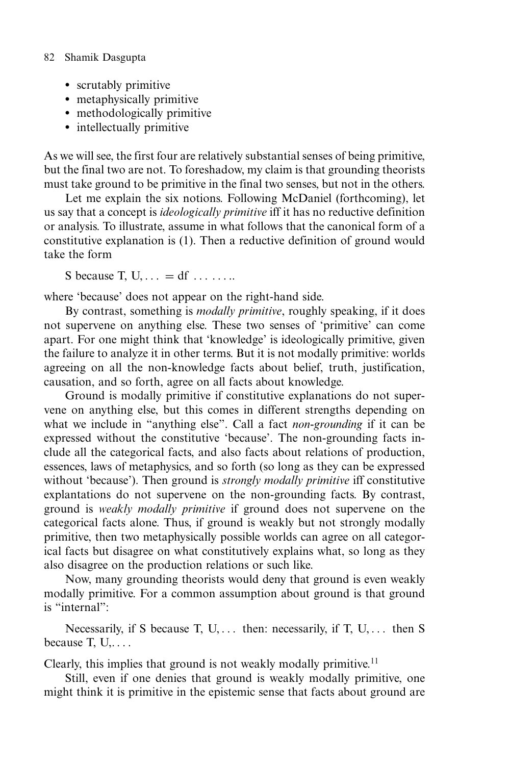- scrutably primitive
- metaphysically primitive
- methodologically primitive
- intellectually primitive

As we will see, the first four are relatively substantial senses of being primitive, but the final two are not. To foreshadow, my claim is that grounding theorists must take ground to be primitive in the final two senses, but not in the others.

Let me explain the six notions. Following McDaniel (forthcoming), let us say that a concept is *ideologically primitive* iff it has no reductive definition or analysis. To illustrate, assume in what follows that the canonical form of a constitutive explanation is (1). Then a reductive definition of ground would take the form

S because T, U, ... = df ........

where 'because' does not appear on the right-hand side.

By contrast, something is *modally primitive*, roughly speaking, if it does not supervene on anything else. These two senses of 'primitive' can come apart. For one might think that 'knowledge' is ideologically primitive, given the failure to analyze it in other terms. But it is not modally primitive: worlds agreeing on all the non-knowledge facts about belief, truth, justification, causation, and so forth, agree on all facts about knowledge.

Ground is modally primitive if constitutive explanations do not supervene on anything else, but this comes in different strengths depending on what we include in "anything else". Call a fact *non-grounding* if it can be expressed without the constitutive 'because'. The non-grounding facts include all the categorical facts, and also facts about relations of production, essences, laws of metaphysics, and so forth (so long as they can be expressed without 'because'). Then ground is *strongly modally primitive* iff constitutive explantations do not supervene on the non-grounding facts. By contrast, ground is *weakly modally primitive* if ground does not supervene on the categorical facts alone. Thus, if ground is weakly but not strongly modally primitive, then two metaphysically possible worlds can agree on all categorical facts but disagree on what constitutively explains what, so long as they also disagree on the production relations or such like.

Now, many grounding theorists would deny that ground is even weakly modally primitive. For a common assumption about ground is that ground is "internal":

Necessarily, if S because T, U, ... then: necessarily, if T, U, ... then S because T, U, ....

Clearly, this implies that ground is not weakly modally primitive.[11]

Still, even if one denies that ground is weakly modally primitive, one might think it is primitive in the epistemic sense that facts about ground are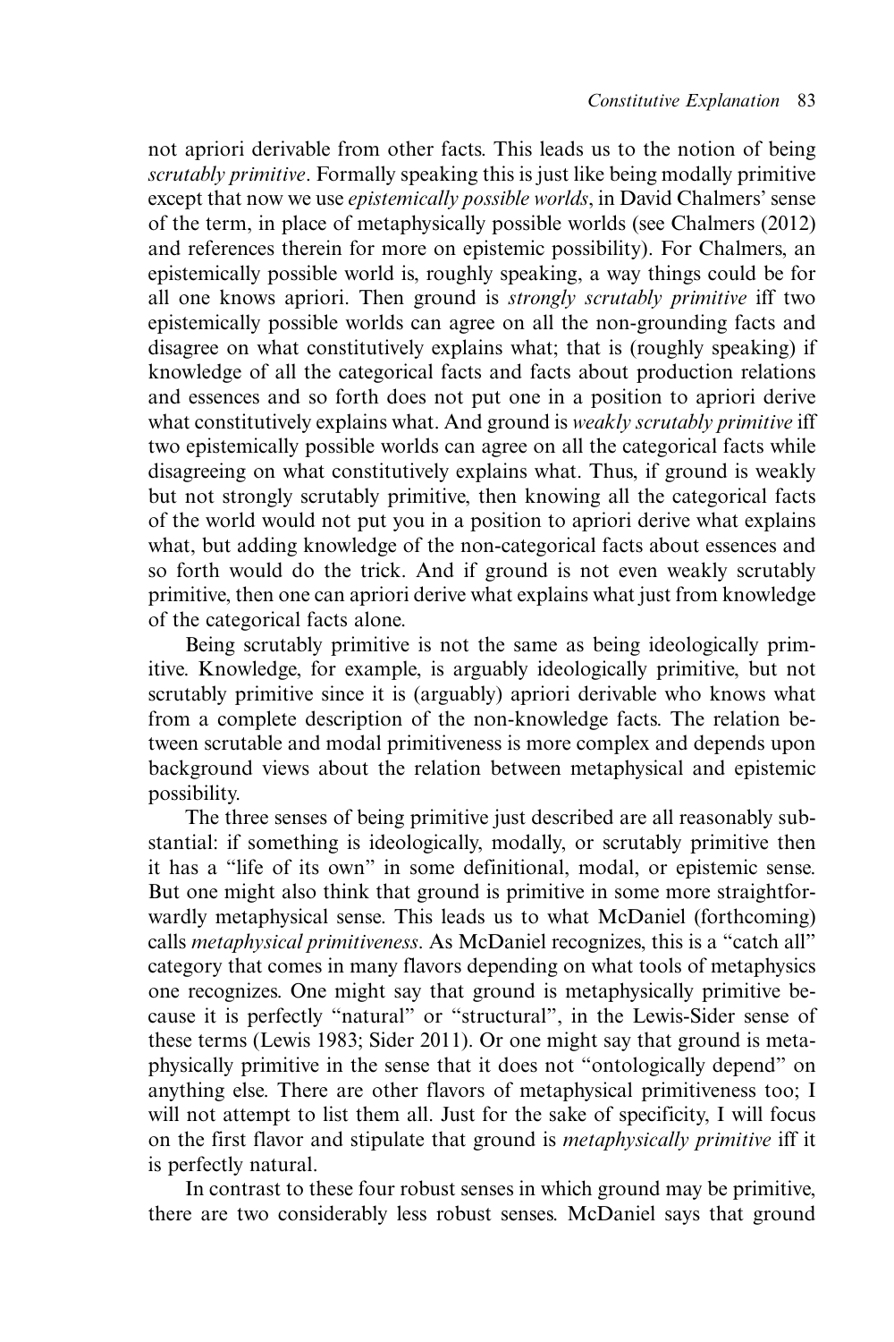not apriori derivable from other facts. This leads us to the notion of being *scrutably primitive*. Formally speaking this is just like being modally primitive except that now we use *epistemically possible worlds*, in David Chalmers' sense of the term, in place of metaphysically possible worlds (see Chalmers (2012) and references therein for more on epistemic possibility). For Chalmers, an epistemically possible world is, roughly speaking, a way things could be for all one knows apriori. Then ground is *strongly scrutably primitive* iff two epistemically possible worlds can agree on all the non-grounding facts and disagree on what constitutively explains what; that is (roughly speaking) if knowledge of all the categorical facts and facts about production relations and essences and so forth does not put one in a position to apriori derive what constitutively explains what. And ground is *weakly scrutably primitive* iff two epistemically possible worlds can agree on all the categorical facts while disagreeing on what constitutively explains what. Thus, if ground is weakly but not strongly scrutably primitive, then knowing all the categorical facts of the world would not put you in a position to apriori derive what explains what, but adding knowledge of the non-categorical facts about essences and so forth would do the trick. And if ground is not even weakly scrutably primitive, then one can apriori derive what explains what just from knowledge of the categorical facts alone.

Being scrutably primitive is not the same as being ideologically primitive. Knowledge, for example, is arguably ideologically primitive, but not scrutably primitive since it is (arguably) apriori derivable who knows what from a complete description of the non-knowledge facts. The relation between scrutable and modal primitiveness is more complex and depends upon background views about the relation between metaphysical and epistemic possibility.

The three senses of being primitive just described are all reasonably substantial: if something is ideologically, modally, or scrutably primitive then it has a "life of its own" in some definitional, modal, or epistemic sense. But one might also think that ground is primitive in some more straightforwardly metaphysical sense. This leads us to what McDaniel (forthcoming) calls *metaphysical primitiveness*. As McDaniel recognizes, this is a "catch all" category that comes in many flavors depending on what tools of metaphysics one recognizes. One might say that ground is metaphysically primitive because it is perfectly "natural" or "structural", in the Lewis-Sider sense of these terms (Lewis 1983; Sider 2011). Or one might say that ground is metaphysically primitive in the sense that it does not "ontologically depend" on anything else. There are other flavors of metaphysical primitiveness too; I will not attempt to list them all. Just for the sake of specificity, I will focus on the first flavor and stipulate that ground is *metaphysically primitive* iff it is perfectly natural.

In contrast to these four robust senses in which ground may be primitive, there are two considerably less robust senses. McDaniel says that ground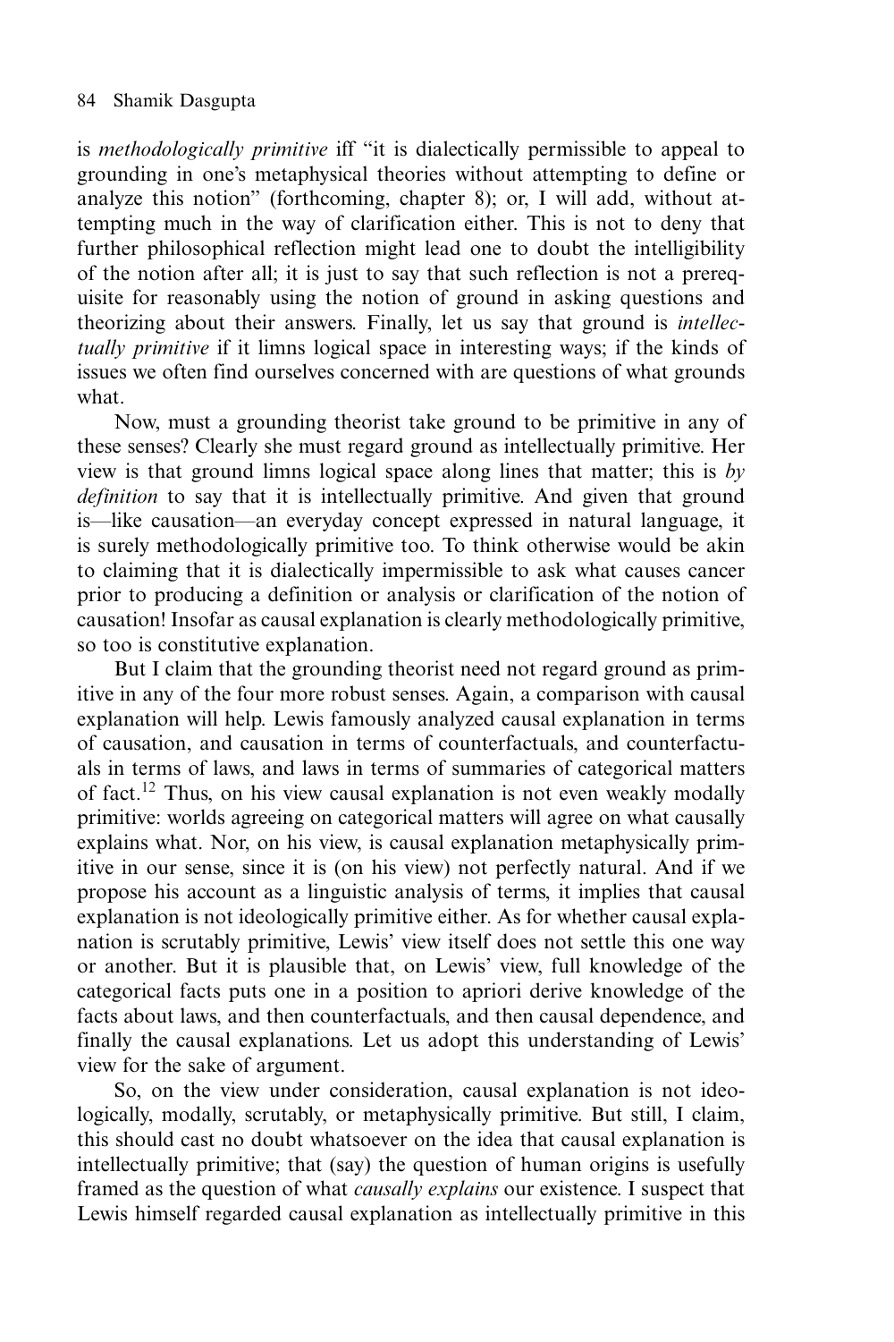is *methodologically primitive* iff "it is dialectically permissible to appeal to grounding in one's metaphysical theories without attempting to define or analyze this notion" (forthcoming, chapter 8); or, I will add, without attempting much in the way of clarification either. This is not to deny that further philosophical reflection might lead one to doubt the intelligibility of the notion after all; it is just to say that such reflection is not a prerequisite for reasonably using the notion of ground in asking questions and theorizing about their answers. Finally, let us say that ground is *intellectually primitive* if it limns logical space in interesting ways; if the kinds of issues we often find ourselves concerned with are questions of what grounds what.

Now, must a grounding theorist take ground to be primitive in any of these senses? Clearly she must regard ground as intellectually primitive. Her view is that ground limns logical space along lines that matter; this is *by definition* to say that it is intellectually primitive. And given that ground is—like causation—an everyday concept expressed in natural language, it is surely methodologically primitive too. To think otherwise would be akin to claiming that it is dialectically impermissible to ask what causes cancer prior to producing a definition or analysis or clarification of the notion of causation! Insofar as causal explanation is clearly methodologically primitive, so too is constitutive explanation.

But I claim that the grounding theorist need not regard ground as primitive in any of the four more robust senses. Again, a comparison with causal explanation will help. Lewis famously analyzed causal explanation in terms of causation, and causation in terms of counterfactuals, and counterfactuals in terms of laws, and laws in terms of summaries of categorical matters of fact.[12] Thus, on his view causal explanation is not even weakly modally primitive: worlds agreeing on categorical matters will agree on what causally explains what. Nor, on his view, is causal explanation metaphysically primitive in our sense, since it is (on his view) not perfectly natural. And if we propose his account as a linguistic analysis of terms, it implies that causal explanation is not ideologically primitive either. As for whether causal explanation is scrutably primitive, Lewis' view itself does not settle this one way or another. But it is plausible that, on Lewis' view, full knowledge of the categorical facts puts one in a position to apriori derive knowledge of the facts about laws, and then counterfactuals, and then causal dependence, and finally the causal explanations. Let us adopt this understanding of Lewis' view for the sake of argument.

So, on the view under consideration, causal explanation is not ideologically, modally, scrutably, or metaphysically primitive. But still, I claim, this should cast no doubt whatsoever on the idea that causal explanation is intellectually primitive; that (say) the question of human origins is usefully framed as the question of what *causally explains* our existence. I suspect that Lewis himself regarded causal explanation as intellectually primitive in this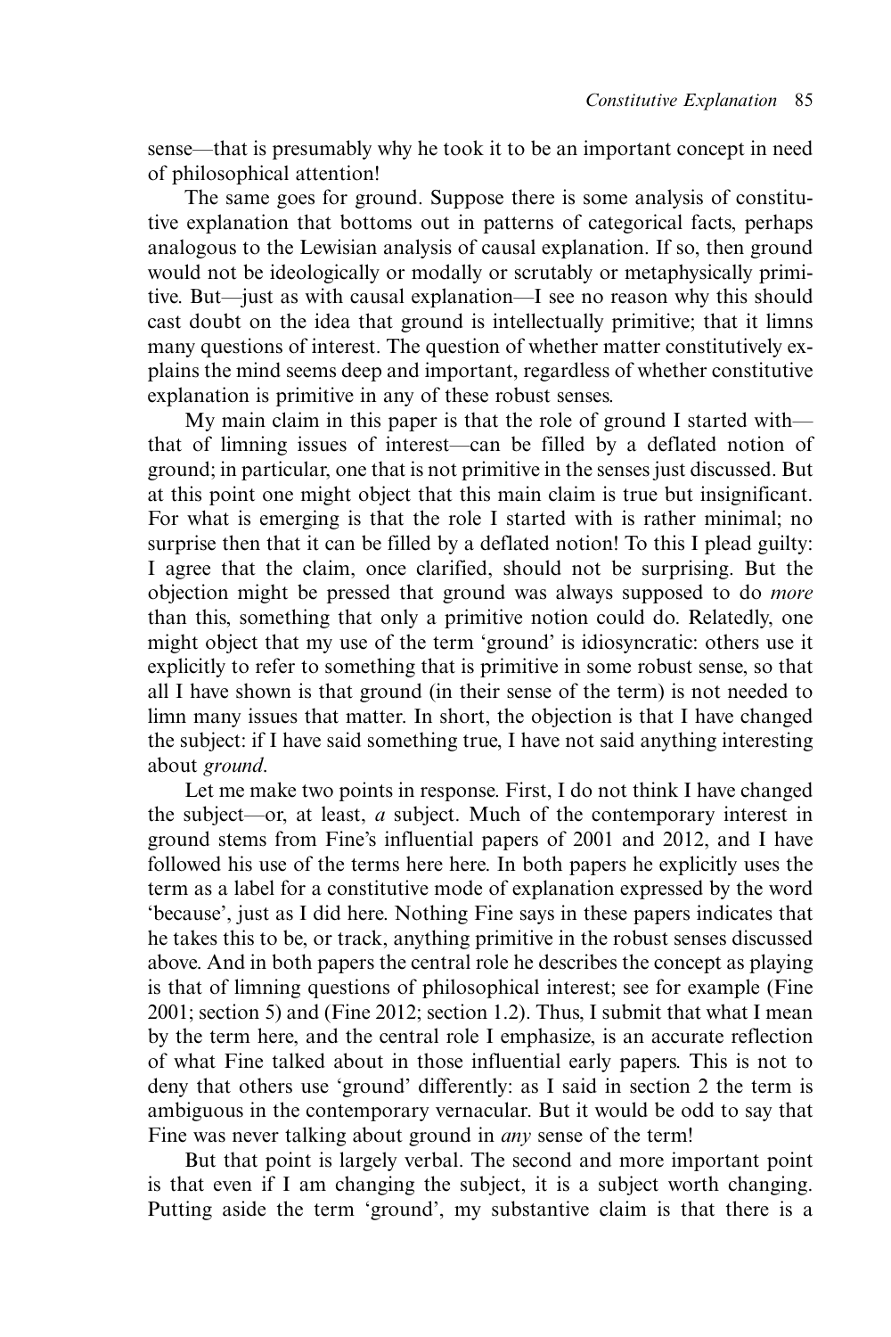sense—that is presumably why he took it to be an important concept in need of philosophical attention!

The same goes for ground. Suppose there is some analysis of constitutive explanation that bottoms out in patterns of categorical facts, perhaps analogous to the Lewisian analysis of causal explanation. If so, then ground would not be ideologically or modally or scrutably or metaphysically primitive. But—just as with causal explanation—I see no reason why this should cast doubt on the idea that ground is intellectually primitive; that it limns many questions of interest. The question of whether matter constitutively explains the mind seems deep and important, regardless of whether constitutive explanation is primitive in any of these robust senses.

My main claim in this paper is that the role of ground I started with—that of limning issues of interest—can be filled by a deflated notion of ground; in particular, one that is not primitive in the senses just discussed. But at this point one might object that this main claim is true but insignificant. For what is emerging is that the role I started with is rather minimal; no surprise then that it can be filled by a deflated notion! To this I plead guilty: I agree that the claim, once clarified, should not be surprising. But the objection might be pressed that ground was always supposed to do *more* than this, something that only a primitive notion could do. Relatedly, one might object that my use of the term 'ground' is idiosyncratic: others use it explicitly to refer to something that is primitive in some robust sense, so that all I have shown is that ground (in their sense of the term) is not needed to limn many issues that matter. In short, the objection is that I have changed the subject: if I have said something true, I have not said anything interesting about *ground*.

Let me make two points in response. First, I do not think I have changed the subject—or, at least, *a* subject. Much of the contemporary interest in ground stems from Fine's influential papers of 2001 and 2012, and I have followed his use of the terms here here. In both papers he explicitly uses the term as a label for a constitutive mode of explanation expressed by the word 'because', just as I did here. Nothing Fine says in these papers indicates that he takes this to be, or track, anything primitive in the robust senses discussed above. And in both papers the central role he describes the concept as playing is that of limning questions of philosophical interest; see for example (Fine 2001; section 5) and (Fine 2012; section 1.2). Thus, I submit that what I mean by the term here, and the central role I emphasize, is an accurate reflection of what Fine talked about in those influential early papers. This is not to deny that others use 'ground' differently: as I said in section 2 the term is ambiguous in the contemporary vernacular. But it would be odd to say that Fine was never talking about ground in *any* sense of the term!

But that point is largely verbal. The second and more important point is that even if I am changing the subject, it is a subject worth changing. Putting aside the term 'ground', my substantive claim is that there is a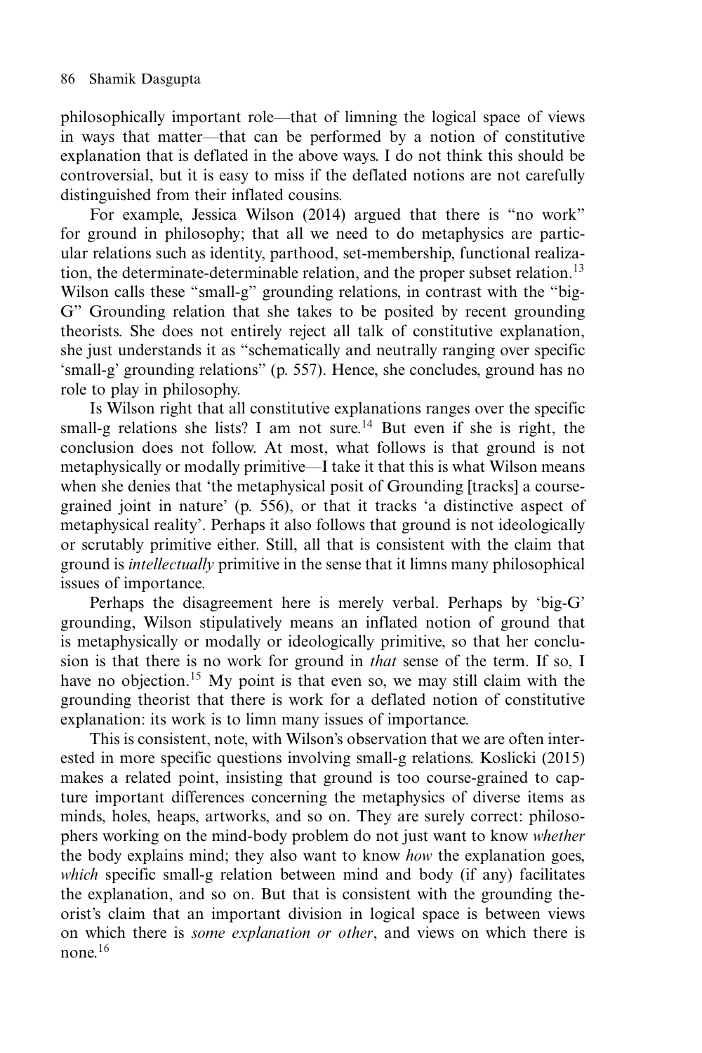philosophically important role—that of limning the logical space of views in ways that matter—that can be performed by a notion of constitutive explanation that is deflated in the above ways. I do not think this should be controversial, but it is easy to miss if the deflated notions are not carefully distinguished from their inflated cousins.

For example, Jessica Wilson (2014) argued that there is "no work" for ground in philosophy; that all we need to do metaphysics are particular relations such as identity, parthood, set-membership, functional realization, the determinate-determinable relation, and the proper subset relation.[13] Wilson calls these "small-g" grounding relations, in contrast with the "big-G" Grounding relation that she takes to be posited by recent grounding theorists. She does not entirely reject all talk of constitutive explanation, she just understands it as "schematically and neutrally ranging over specific 'small-g' grounding relations" (p. 557). Hence, she concludes, ground has no role to play in philosophy.

Is Wilson right that all constitutive explanations ranges over the specific small-g relations she lists? I am not sure.[14] But even if she is right, the conclusion does not follow. At most, what follows is that ground is not metaphysically or modally primitive—I take it that this is what Wilson means when she denies that 'the metaphysical posit of Grounding [tracks] a course-grained joint in nature' (p. 556), or that it tracks 'a distinctive aspect of metaphysical reality'. Perhaps it also follows that ground is not ideologically or scrutably primitive either. Still, all that is consistent with the claim that ground is *intellectually* primitive in the sense that it limns many philosophical issues of importance.

Perhaps the disagreement here is merely verbal. Perhaps by 'big-G' grounding, Wilson stipulatively means an inflated notion of ground that is metaphysically or modally or ideologically primitive, so that her conclusion is that there is no work for ground in *that* sense of the term. If so, I have no objection.[15] My point is that even so, we may still claim with the grounding theorist that there is work for a deflated notion of constitutive explanation: its work is to limn many issues of importance.

This is consistent, note, with Wilson's observation that we are often interested in more specific questions involving small-g relations. Koslicki (2015) makes a related point, insisting that ground is too course-grained to capture important differences concerning the metaphysics of diverse items as minds, holes, heaps, artworks, and so on. They are surely correct: philosophers working on the mind-body problem do not just want to know *whether* the body explains mind; they also want to know *how* the explanation goes, *which* specific small-g relation between mind and body (if any) facilitates the explanation, and so on. But that is consistent with the grounding theorist's claim that an important division in logical space is between views on which there is *some explanation or other*, and views on which there is none.[16]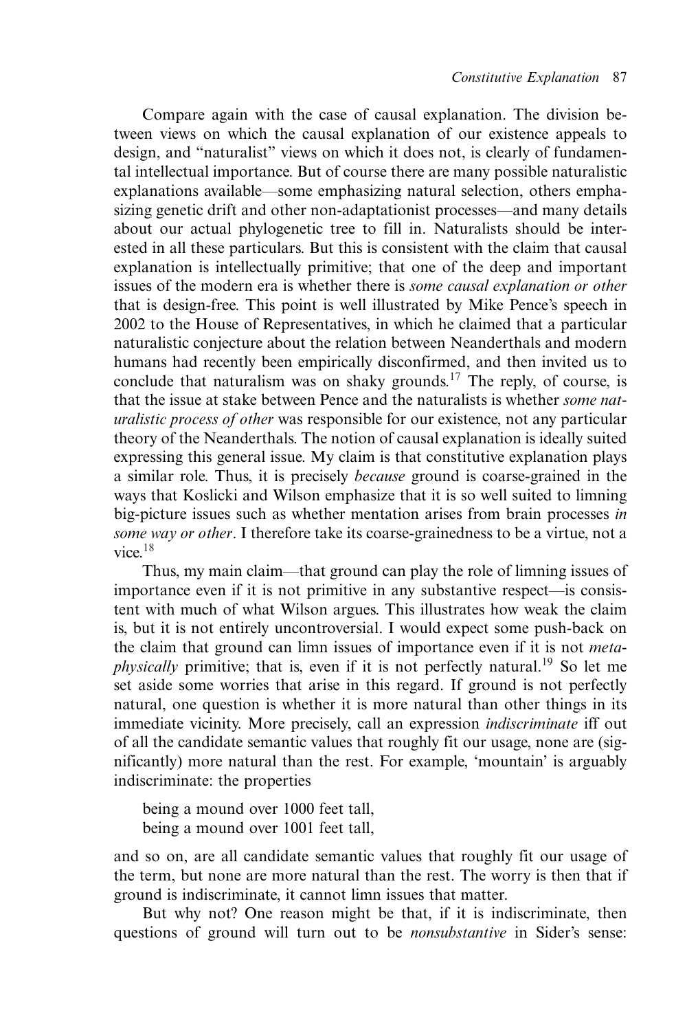Compare again with the case of causal explanation. The division between views on which the causal explanation of our existence appeals to design, and "naturalist" views on which it does not, is clearly of fundamental intellectual importance. But of course there are many possible naturalistic explanations available—some emphasizing natural selection, others emphasizing genetic drift and other non-adaptationist processes—and many details about our actual phylogenetic tree to fill in. Naturalists should be interested in all these particulars. But this is consistent with the claim that causal explanation is intellectually primitive; that one of the deep and important issues of the modern era is whether there is *some causal explanation or other* that is design-free. This point is well illustrated by Mike Pence's speech in 2002 to the House of Representatives, in which he claimed that a particular naturalistic conjecture about the relation between Neanderthals and modern humans had recently been empirically disconfirmed, and then invited us to conclude that naturalism was on shaky grounds.[17] The reply, of course, is that the issue at stake between Pence and the naturalists is whether *some naturalistic process of other* was responsible for our existence, not any particular theory of the Neanderthals. The notion of causal explanation is ideally suited expressing this general issue. My claim is that constitutive explanation plays a similar role. Thus, it is precisely *because* ground is coarse-grained in the ways that Koslicki and Wilson emphasize that it is so well suited to limning big-picture issues such as whether mentation arises from brain processes *in some way or other*. I therefore take its coarse-grainedness to be a virtue, not a vice.[18]

Thus, my main claim—that ground can play the role of limning issues of importance even if it is not primitive in any substantive respect—is consistent with much of what Wilson argues. This illustrates how weak the claim is, but it is not entirely uncontroversial. I would expect some push-back on the claim that ground can limn issues of importance even if it is not *metaphysically* primitive; that is, even if it is not perfectly natural.[19] So let me set aside some worries that arise in this regard. If ground is not perfectly natural, one question is whether it is more natural than other things in its immediate vicinity. More precisely, call an expression *indiscriminate* iff out of all the candidate semantic values that roughly fit our usage, none are (significantly) more natural than the rest. For example, 'mountain' is arguably indiscriminate: the properties

being a mound over 1000 feet tall,
being a mound over 1001 feet tall,

and so on, are all candidate semantic values that roughly fit our usage of the term, but none are more natural than the rest. The worry is then that if ground is indiscriminate, it cannot limn issues that matter.

But why not? One reason might be that, if it is indiscriminate, then questions of ground will turn out to be *nonsubstantive* in Sider's sense: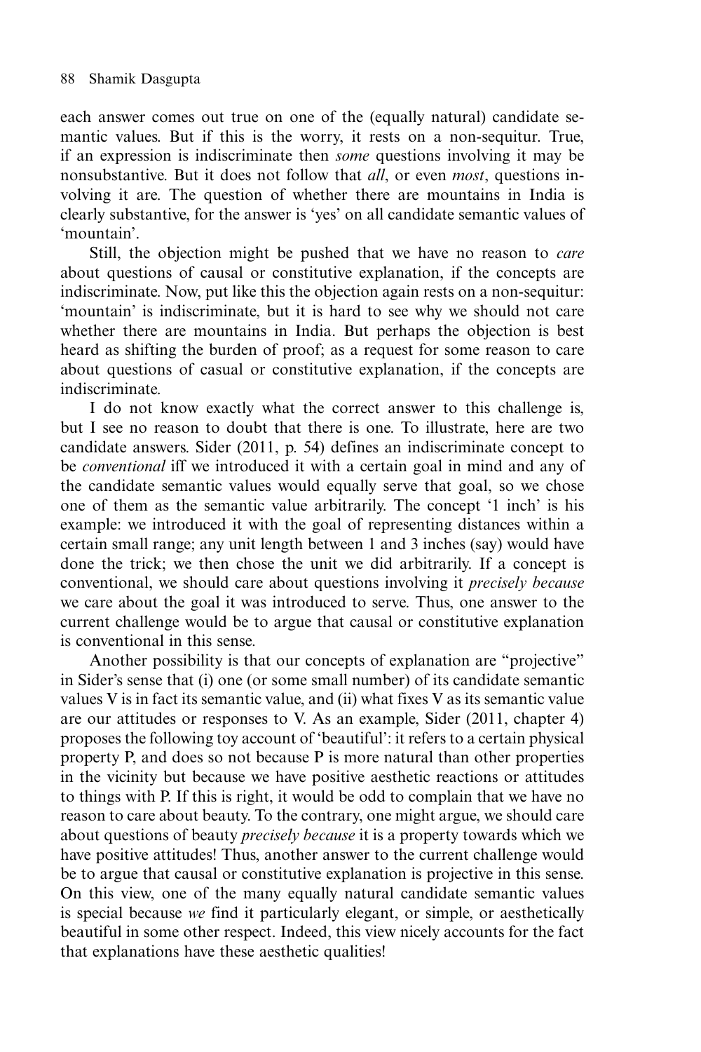each answer comes out true on one of the (equally natural) candidate semantic values. But if this is the worry, it rests on a non-sequitur. True, if an expression is indiscriminate then *some* questions involving it may be nonsubstantive. But it does not follow that *all*, or even *most*, questions involving it are. The question of whether there are mountains in India is clearly substantive, for the answer is 'yes' on all candidate semantic values of 'mountain'.

Still, the objection might be pushed that we have no reason to *care* about questions of causal or constitutive explanation, if the concepts are indiscriminate. Now, put like this the objection again rests on a non-sequitur: 'mountain' is indiscriminate, but it is hard to see why we should not care whether there are mountains in India. But perhaps the objection is best heard as shifting the burden of proof; as a request for some reason to care about questions of casual or constitutive explanation, if the concepts are indiscriminate.

I do not know exactly what the correct answer to this challenge is, but I see no reason to doubt that there is one. To illustrate, here are two candidate answers. Sider (2011, p. 54) defines an indiscriminate concept to be *conventional* iff we introduced it with a certain goal in mind and any of the candidate semantic values would equally serve that goal, so we chose one of them as the semantic value arbitrarily. The concept '1 inch' is his example: we introduced it with the goal of representing distances within a certain small range; any unit length between 1 and 3 inches (say) would have done the trick; we then chose the unit we did arbitrarily. If a concept is conventional, we should care about questions involving it *precisely because* we care about the goal it was introduced to serve. Thus, one answer to the current challenge would be to argue that causal or constitutive explanation is conventional in this sense.

Another possibility is that our concepts of explanation are "projective" in Sider's sense that (i) one (or some small number) of its candidate semantic values V is in fact its semantic value, and (ii) what fixes V as its semantic value are our attitudes or responses to V. As an example, Sider (2011, chapter 4) proposes the following toy account of 'beautiful': it refers to a certain physical property P, and does so not because P is more natural than other properties in the vicinity but because we have positive aesthetic reactions or attitudes to things with P. If this is right, it would be odd to complain that we have no reason to care about beauty. To the contrary, one might argue, we should care about questions of beauty *precisely because* it is a property towards which we have positive attitudes! Thus, another answer to the current challenge would be to argue that causal or constitutive explanation is projective in this sense. On this view, one of the many equally natural candidate semantic values is special because *we* find it particularly elegant, or simple, or aesthetically beautiful in some other respect. Indeed, this view nicely accounts for the fact that explanations have these aesthetic qualities!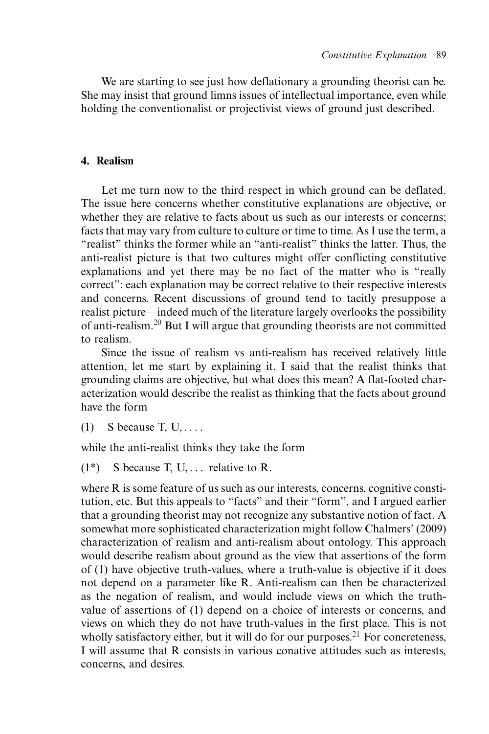We are starting to see just how deflationary a grounding theorist can be. She may insist that ground limns issues of intellectual importance, even while holding the conventionalist or projectivist views of ground just described.

## 4. Realism

Let me turn now to the third respect in which ground can be deflated. The issue here concerns whether constitutive explanations are objective, or whether they are relative to facts about us such as our interests or concerns; facts that may vary from culture to culture or time to time. As I use the term, a "realist" thinks the former while an "anti-realist" thinks the latter. Thus, the anti-realist picture is that two cultures might offer conflicting constitutive explanations and yet there may be no fact of the matter who is "really correct": each explanation may be correct relative to their respective interests and concerns. Recent discussions of ground tend to tacitly presuppose a realist picture—indeed much of the literature largely overlooks the possibility of anti-realism.[20] But I will argue that grounding theorists are not committed to realism.

Since the issue of realism vs anti-realism has received relatively little attention, let me start by explaining it. I said that the realist thinks that grounding claims are objective, but what does this mean? A flat-footed characterization would describe the realist as thinking that the facts about ground have the form

(1) S because T, U, . . . .

while the anti-realist thinks they take the form

(1*) S because T, U, . . . relative to R.

where R is some feature of us such as our interests, concerns, cognitive constitution, etc. But this appeals to "facts" and their "form", and I argued earlier that a grounding theorist may not recognize any substantive notion of fact. A somewhat more sophisticated characterization might follow Chalmers' (2009) characterization of realism and anti-realism about ontology. This approach would describe realism about ground as the view that assertions of the form of (1) have objective truth-values, where a truth-value is objective if it does not depend on a parameter like R. Anti-realism can then be characterized as the negation of realism, and would include views on which the truth-value of assertions of (1) depend on a choice of interests or concerns, and views on which they do not have truth-values in the first place. This is not wholly satisfactory either, but it will do for our purposes.[21] For concreteness, I will assume that R consists in various conative attitudes such as interests, concerns, and desires.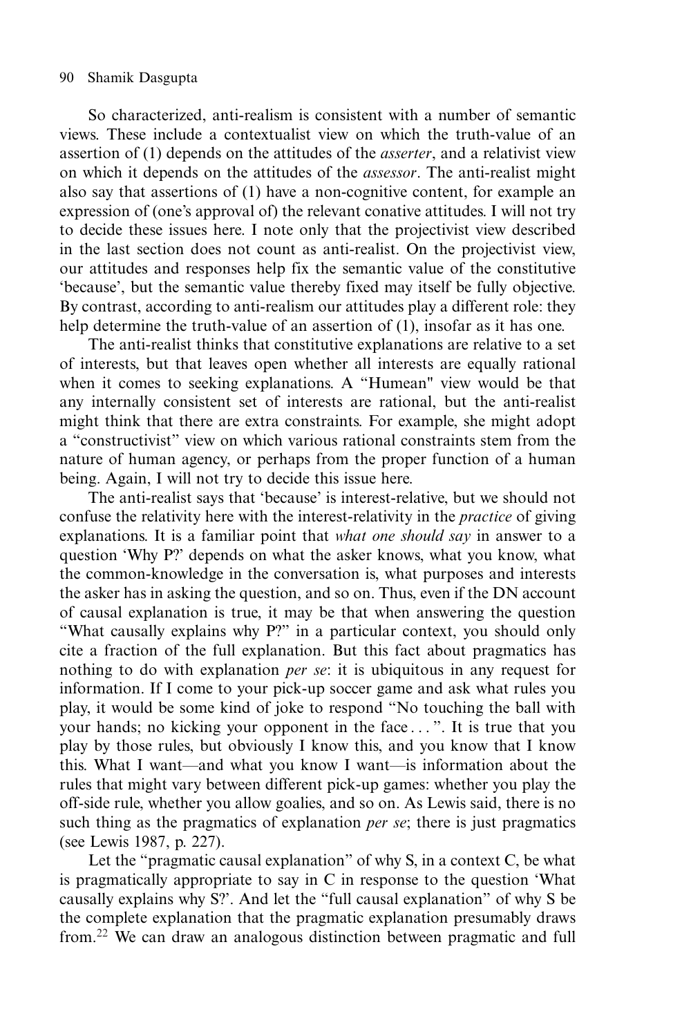So characterized, anti-realism is consistent with a number of semantic views. These include a contextualist view on which the truth-value of an assertion of (1) depends on the attitudes of the *asserter*, and a relativist view on which it depends on the attitudes of the *assessor*. The anti-realist might also say that assertions of (1) have a non-cognitive content, for example an expression of (one's approval of) the relevant conative attitudes. I will not try to decide these issues here. I note only that the projectivist view described in the last section does not count as anti-realist. On the projectivist view, our attitudes and responses help fix the semantic value of the constitutive 'because', but the semantic value thereby fixed may itself be fully objective. By contrast, according to anti-realism our attitudes play a different role: they help determine the truth-value of an assertion of (1), insofar as it has one.

The anti-realist thinks that constitutive explanations are relative to a set of interests, but that leaves open whether all interests are equally rational when it comes to seeking explanations. A "Humean" view would be that any internally consistent set of interests are rational, but the anti-realist might think that there are extra constraints. For example, she might adopt a "constructivist" view on which various rational constraints stem from the nature of human agency, or perhaps from the proper function of a human being. Again, I will not try to decide this issue here.

The anti-realist says that 'because' is interest-relative, but we should not confuse the relativity here with the interest-relativity in the *practice* of giving explanations. It is a familiar point that *what one should say* in answer to a question 'Why P?' depends on what the asker knows, what you know, what the common-knowledge in the conversation is, what purposes and interests the asker has in asking the question, and so on. Thus, even if the DN account of causal explanation is true, it may be that when answering the question "What causally explains why P?" in a particular context, you should only cite a fraction of the full explanation. But this fact about pragmatics has nothing to do with explanation *per se*: it is ubiquitous in any request for information. If I come to your pick-up soccer game and ask what rules you play, it would be some kind of joke to respond "No touching the ball with your hands; no kicking your opponent in the face . . . ". It is true that you play by those rules, but obviously I know this, and you know that I know this. What I want—and what you know I want—is information about the rules that might vary between different pick-up games: whether you play the off-side rule, whether you allow goalies, and so on. As Lewis said, there is no such thing as the pragmatics of explanation *per se*; there is just pragmatics (see Lewis 1987, p. 227).

Let the "pragmatic causal explanation" of why S, in a context C, be what is pragmatically appropriate to say in C in response to the question 'What causally explains why S?'. And let the "full causal explanation" of why S be the complete explanation that the pragmatic explanation presumably draws from.[22] We can draw an analogous distinction between pragmatic and full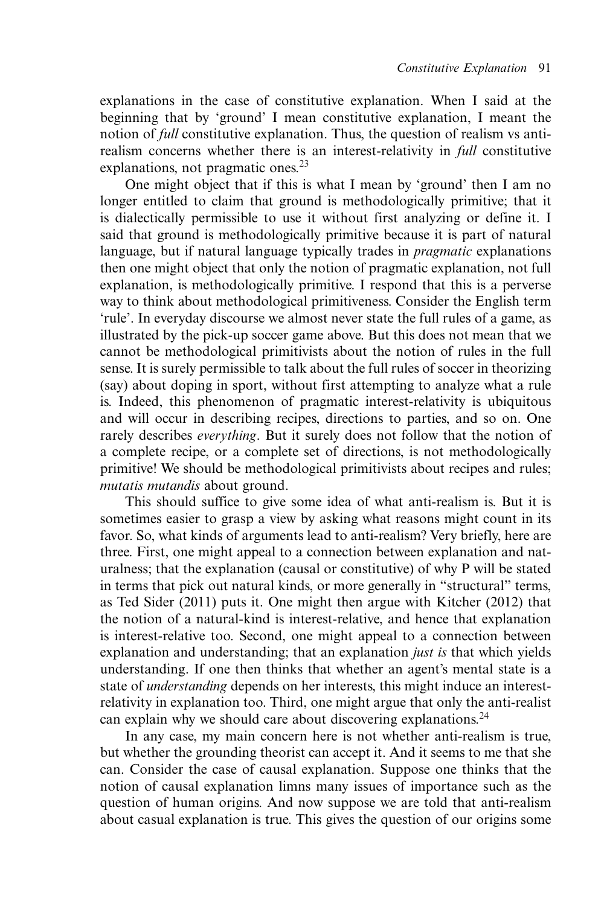explanations in the case of constitutive explanation. When I said at the beginning that by 'ground' I mean constitutive explanation, I meant the notion of *full* constitutive explanation. Thus, the question of realism vs anti-realism concerns whether there is an interest-relativity in *full* constitutive explanations, not pragmatic ones.[23]

One might object that if this is what I mean by 'ground' then I am no longer entitled to claim that ground is methodologically primitive; that it is dialectically permissible to use it without first analyzing or define it. I said that ground is methodologically primitive because it is part of natural language, but if natural language typically trades in *pragmatic* explanations then one might object that only the notion of pragmatic explanation, not full explanation, is methodologically primitive. I respond that this is a perverse way to think about methodological primitiveness. Consider the English term 'rule'. In everyday discourse we almost never state the full rules of a game, as illustrated by the pick-up soccer game above. But this does not mean that we cannot be methodological primitivists about the notion of rules in the full sense. It is surely permissible to talk about the full rules of soccer in theorizing (say) about doping in sport, without first attempting to analyze what a rule is. Indeed, this phenomenon of pragmatic interest-relativity is ubiquitous and will occur in describing recipes, directions to parties, and so on. One rarely describes *everything*. But it surely does not follow that the notion of a complete recipe, or a complete set of directions, is not methodologically primitive! We should be methodological primitivists about recipes and rules; *mutatis mutandis* about ground.

This should suffice to give some idea of what anti-realism is. But it is sometimes easier to grasp a view by asking what reasons might count in its favor. So, what kinds of arguments lead to anti-realism? Very briefly, here are three. First, one might appeal to a connection between explanation and naturalness; that the explanation (causal or constitutive) of why P will be stated in terms that pick out natural kinds, or more generally in "structural" terms, as Ted Sider (2011) puts it. One might then argue with Kitcher (2012) that the notion of a natural-kind is interest-relative, and hence that explanation is interest-relative too. Second, one might appeal to a connection between explanation and understanding; that an explanation *just is* that which yields understanding. If one then thinks that whether an agent's mental state is a state of *understanding* depends on her interests, this might induce an interest-relativity in explanation too. Third, one might argue that only the anti-realist can explain why we should care about discovering explanations.[24]

In any case, my main concern here is not whether anti-realism is true, but whether the grounding theorist can accept it. And it seems to me that she can. Consider the case of causal explanation. Suppose one thinks that the notion of causal explanation limns many issues of importance such as the question of human origins. And now suppose we are told that anti-realism about casual explanation is true. This gives the question of our origins some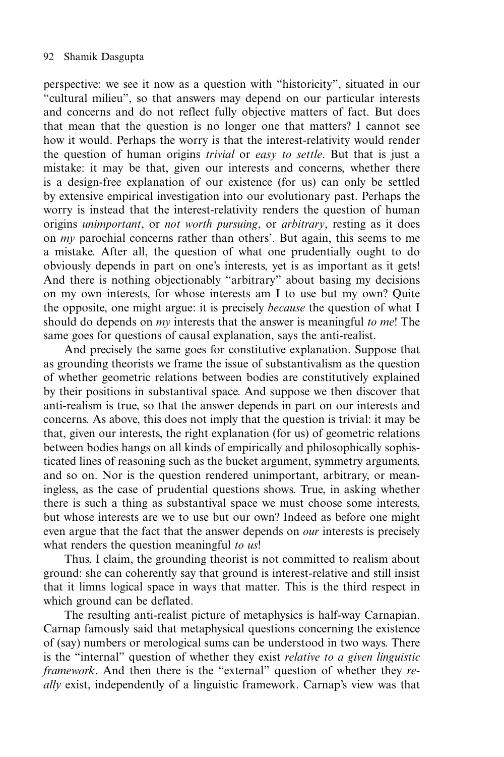perspective: we see it now as a question with "historicity", situated in our "cultural milieu", so that answers may depend on our particular interests and concerns and do not reflect fully objective matters of fact. But does that mean that the question is no longer one that matters? I cannot see how it would. Perhaps the worry is that the interest-relativity would render the question of human origins *trivial* or *easy to settle*. But that is just a mistake: it may be that, given our interests and concerns, whether there is a design-free explanation of our existence (for us) can only be settled by extensive empirical investigation into our evolutionary past. Perhaps the worry is instead that the interest-relativity renders the question of human origins *unimportant*, or *not worth pursuing*, or *arbitrary*, resting as it does on *my* parochial concerns rather than others'. But again, this seems to me a mistake. After all, the question of what one prudentially ought to do obviously depends in part on one's interests, yet is as important as it gets! And there is nothing objectionably "arbitrary" about basing my decisions on my own interests, for whose interests am I to use but my own? Quite the opposite, one might argue: it is precisely *because* the question of what I should do depends on *my* interests that the answer is meaningful *to me*! The same goes for questions of causal explanation, says the anti-realist.

And precisely the same goes for constitutive explanation. Suppose that as grounding theorists we frame the issue of substantivalism as the question of whether geometric relations between bodies are constitutively explained by their positions in substantival space. And suppose we then discover that anti-realism is true, so that the answer depends in part on our interests and concerns. As above, this does not imply that the question is trivial: it may be that, given our interests, the right explanation (for us) of geometric relations between bodies hangs on all kinds of empirically and philosophically sophisticated lines of reasoning such as the bucket argument, symmetry arguments, and so on. Nor is the question rendered unimportant, arbitrary, or meaningless, as the case of prudential questions shows. True, in asking whether there is such a thing as substantival space we must choose some interests, but whose interests are we to use but our own? Indeed as before one might even argue that the fact that the answer depends on *our* interests is precisely what renders the question meaningful *to us*!

Thus, I claim, the grounding theorist is not committed to realism about ground: she can coherently say that ground is interest-relative and still insist that it limns logical space in ways that matter. This is the third respect in which ground can be deflated.

The resulting anti-realist picture of metaphysics is half-way Carnapian. Carnap famously said that metaphysical questions concerning the existence of (say) numbers or merological sums can be understood in two ways. There is the "internal" question of whether they exist *relative to a given linguistic framework*. And then there is the "external" question of whether they *really* exist, independently of a linguistic framework. Carnap's view was that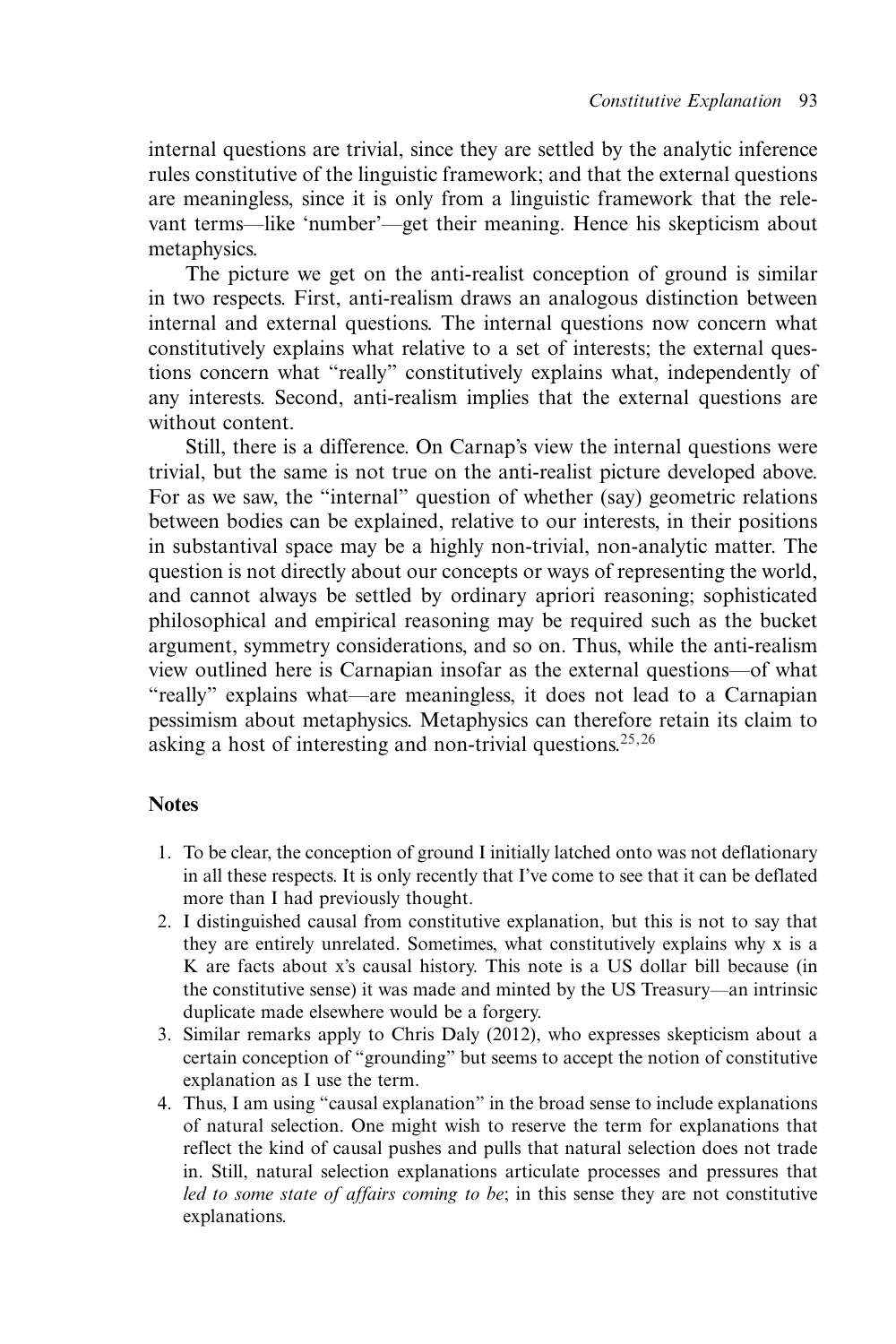internal questions are trivial, since they are settled by the analytic inference rules constitutive of the linguistic framework; and that the external questions are meaningless, since it is only from a linguistic framework that the relevant terms—like 'number'—get their meaning. Hence his skepticism about metaphysics.

The picture we get on the anti-realist conception of ground is similar in two respects. First, anti-realism draws an analogous distinction between internal and external questions. The internal questions now concern what constitutively explains what relative to a set of interests; the external questions concern what "really" constitutively explains what, independently of any interests. Second, anti-realism implies that the external questions are without content.

Still, there is a difference. On Carnap's view the internal questions were trivial, but the same is not true on the anti-realist picture developed above. For as we saw, the "internal" question of whether (say) geometric relations between bodies can be explained, relative to our interests, in their positions in substantival space may be a highly non-trivial, non-analytic matter. The question is not directly about our concepts or ways of representing the world, and cannot always be settled by ordinary apriori reasoning; sophisticated philosophical and empirical reasoning may be required such as the bucket argument, symmetry considerations, and so on. Thus, while the anti-realism view outlined here is Carnapian insofar as the external questions—of what "really" explains what—are meaningless, it does not lead to a Carnapian pessimism about metaphysics. Metaphysics can therefore retain its claim to asking a host of interesting and non-trivial questions.[25,26]

## Notes

1. To be clear, the conception of ground I initially latched onto was not deflationary in all these respects. It is only recently that I've come to see that it can be deflated more than I had previously thought.
2. I distinguished causal from constitutive explanation, but this is not to say that they are entirely unrelated. Sometimes, what constitutively explains why x is a K are facts about x's causal history. This note is a US dollar bill because (in the constitutive sense) it was made and minted by the US Treasury—an intrinsic duplicate made elsewhere would be a forgery.
3. Similar remarks apply to Chris Daly (2012), who expresses skepticism about a certain conception of "grounding" but seems to accept the notion of constitutive explanation as I use the term.
4. Thus, I am using "causal explanation" in the broad sense to include explanations of natural selection. One might wish to reserve the term for explanations that reflect the kind of causal pushes and pulls that natural selection does not trade in. Still, natural selection explanations articulate processes and pressures that *led to some state of affairs coming to be*; in this sense they are not constitutive explanations.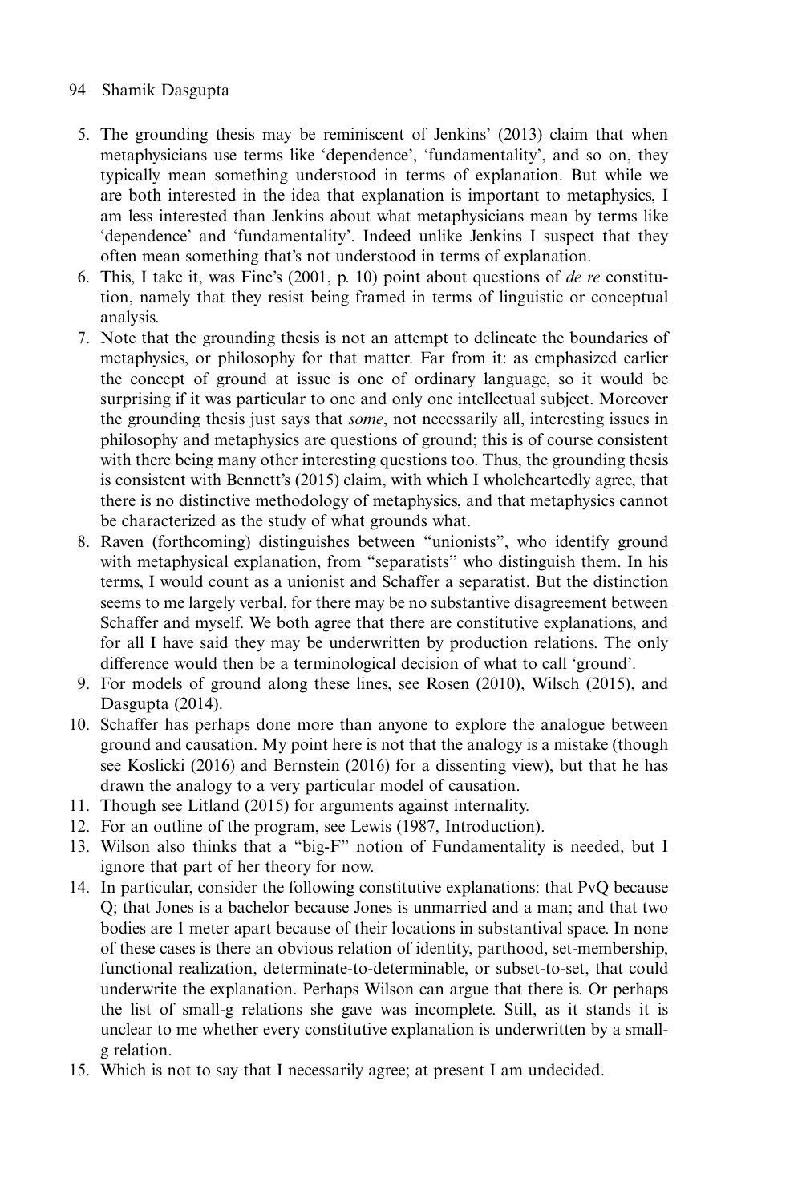5. The grounding thesis may be reminiscent of Jenkins' (2013) claim that when metaphysicians use terms like 'dependence', 'fundamentality', and so on, they typically mean something understood in terms of explanation. But while we are both interested in the idea that explanation is important to metaphysics, I am less interested than Jenkins about what metaphysicians mean by terms like 'dependence' and 'fundamentality'. Indeed unlike Jenkins I suspect that they often mean something that's not understood in terms of explanation.
6. This, I take it, was Fine's (2001, p. 10) point about questions of *de re* constitution, namely that they resist being framed in terms of linguistic or conceptual analysis.
7. Note that the grounding thesis is not an attempt to delineate the boundaries of metaphysics, or philosophy for that matter. Far from it: as emphasized earlier the concept of ground at issue is one of ordinary language, so it would be surprising if it was particular to one and only one intellectual subject. Moreover the grounding thesis just says that *some*, not necessarily all, interesting issues in philosophy and metaphysics are questions of ground; this is of course consistent with there being many other interesting questions too. Thus, the grounding thesis is consistent with Bennett's (2015) claim, with which I wholeheartedly agree, that there is no distinctive methodology of metaphysics, and that metaphysics cannot be characterized as the study of what grounds what.
8. Raven (forthcoming) distinguishes between "unionists", who identify ground with metaphysical explanation, from "separatists" who distinguish them. In his terms, I would count as a unionist and Schaffer a separatist. But the distinction seems to me largely verbal, for there may be no substantive disagreement between Schaffer and myself. We both agree that there are constitutive explanations, and for all I have said they may be underwritten by production relations. The only difference would then be a terminological decision of what to call 'ground'.
9. For models of ground along these lines, see Rosen (2010), Wilsch (2015), and Dasgupta (2014).
10. Schaffer has perhaps done more than anyone to explore the analogue between ground and causation. My point here is not that the analogy is a mistake (though see Koslicki (2016) and Bernstein (2016) for a dissenting view), but that he has drawn the analogy to a very particular model of causation.
11. Though see Litland (2015) for arguments against internality.
12. For an outline of the program, see Lewis (1987, Introduction).
13. Wilson also thinks that a "big-F" notion of Fundamentality is needed, but I ignore that part of her theory for now.
14. In particular, consider the following constitutive explanations: that PvQ because Q; that Jones is a bachelor because Jones is unmarried and a man; and that two bodies are 1 meter apart because of their locations in substantival space. In none of these cases is there an obvious relation of identity, parthood, set-membership, functional realization, determinate-to-determinable, or subset-to-set, that could underwrite the explanation. Perhaps Wilson can argue that there is. Or perhaps the list of small-g relations she gave was incomplete. Still, as it stands it is unclear to me whether every constitutive explanation is underwritten by a small-g relation.
15. Which is not to say that I necessarily agree; at present I am undecided.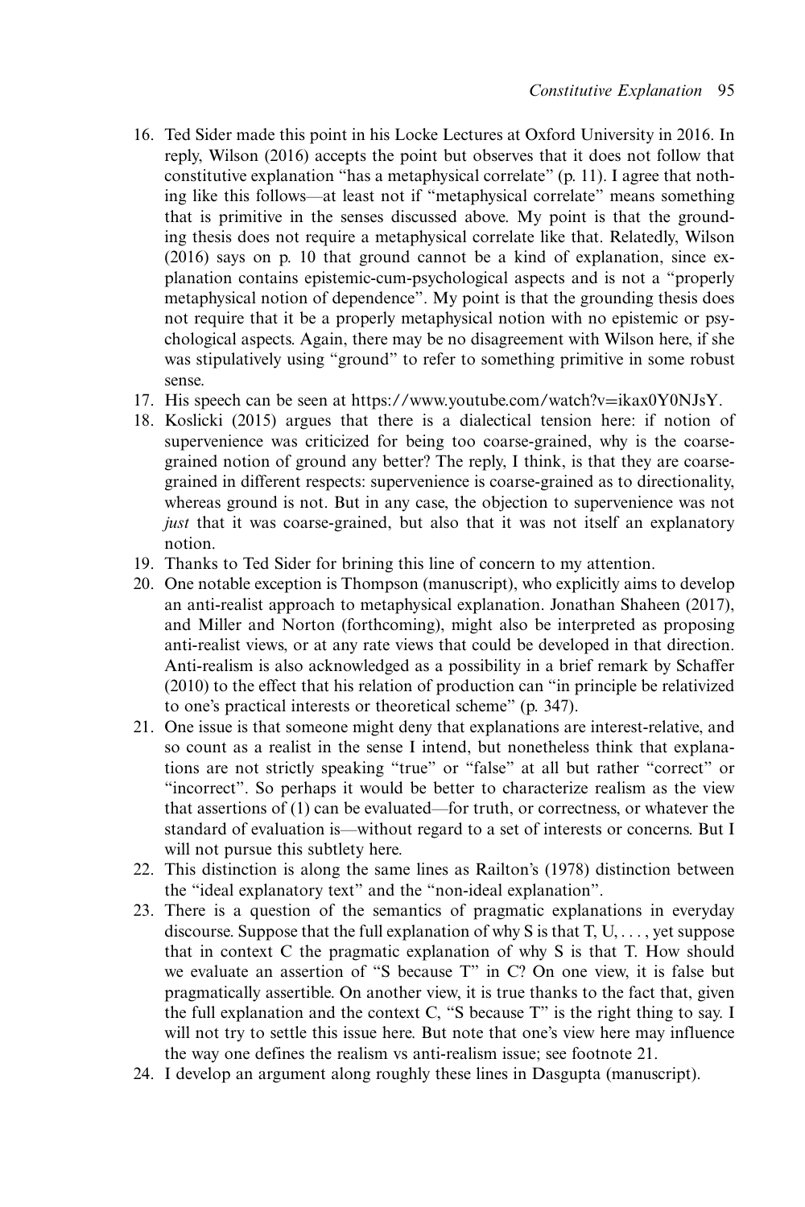16. Ted Sider made this point in his Locke Lectures at Oxford University in 2016. In reply, Wilson (2016) accepts the point but observes that it does not follow that constitutive explanation "has a metaphysical correlate" (p. 11). I agree that nothing like this follows—at least not if "metaphysical correlate" means something that is primitive in the senses discussed above. My point is that the grounding thesis does not require a metaphysical correlate like that. Relatedly, Wilson (2016) says on p. 10 that ground cannot be a kind of explanation, since explanation contains epistemic-cum-psychological aspects and is not a "properly metaphysical notion of dependence". My point is that the grounding thesis does not require that it be a properly metaphysical notion with no epistemic or psychological aspects. Again, there may be no disagreement with Wilson here, if she was stipulatively using "ground" to refer to something primitive in some robust sense.
17. His speech can be seen at https://www.youtube.com/watch?v=ikax0Y0NJsY.
18. Koslicki (2015) argues that there is a dialectical tension here: if notion of supervenience was criticized for being too coarse-grained, why is the coarse-grained notion of ground any better? The reply, I think, is that they are coarse-grained in different respects: supervenience is coarse-grained as to directionality, whereas ground is not. But in any case, the objection to supervenience was not *just* that it was coarse-grained, but also that it was not itself an explanatory notion.
19. Thanks to Ted Sider for brining this line of concern to my attention.
20. One notable exception is Thompson (manuscript), who explicitly aims to develop an anti-realist approach to metaphysical explanation. Jonathan Shaheen (2017), and Miller and Norton (forthcoming), might also be interpreted as proposing anti-realist views, or at any rate views that could be developed in that direction. Anti-realism is also acknowledged as a possibility in a brief remark by Schaffer (2010) to the effect that his relation of production can "in principle be relativized to one's practical interests or theoretical scheme" (p. 347).
21. One issue is that someone might deny that explanations are interest-relative, and so count as a realist in the sense I intend, but nonetheless think that explanations are not strictly speaking "true" or "false" at all but rather "correct" or "incorrect". So perhaps it would be better to characterize realism as the view that assertions of (1) can be evaluated—for truth, or correctness, or whatever the standard of evaluation is—without regard to a set of interests or concerns. But I will not pursue this subtlety here.
22. This distinction is along the same lines as Railton's (1978) distinction between the "ideal explanatory text" and the "non-ideal explanation".
23. There is a question of the semantics of pragmatic explanations in everyday discourse. Suppose that the full explanation of why S is that T, U, . . . , yet suppose that in context C the pragmatic explanation of why S is that T. How should we evaluate an assertion of "S because T" in C? On one view, it is false but pragmatically assertible. On another view, it is true thanks to the fact that, given the full explanation and the context C, "S because T" is the right thing to say. I will not try to settle this issue here. But note that one's view here may influence the way one defines the realism vs anti-realism issue; see footnote 21.
24. I develop an argument along roughly these lines in Dasgupta (manuscript).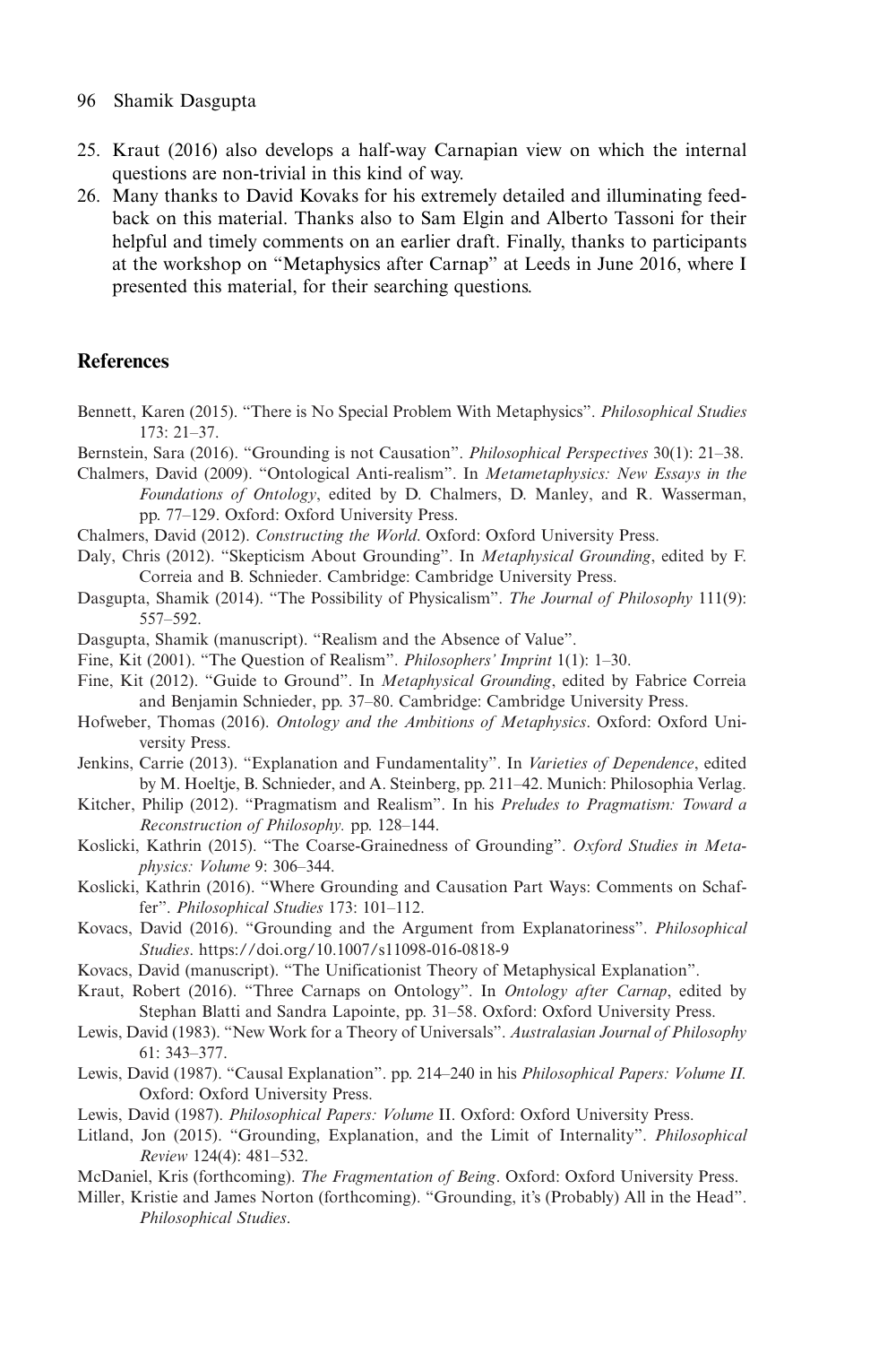25. Kraut (2016) also develops a half-way Carnapian view on which the internal questions are non-trivial in this kind of way.
26. Many thanks to David Kovaks for his extremely detailed and illuminating feedback on this material. Thanks also to Sam Elgin and Alberto Tassoni for their helpful and timely comments on an earlier draft. Finally, thanks to participants at the workshop on "Metaphysics after Carnap" at Leeds in June 2016, where I presented this material, for their searching questions.

## References

Bennett, Karen (2015). "There is No Special Problem With Metaphysics". *Philosophical Studies* 173: 21–37.

Bernstein, Sara (2016). "Grounding is not Causation". *Philosophical Perspectives* 30(1): 21–38.

Chalmers, David (2009). "Ontological Anti-realism". In *Metametaphysics: New Essays in the Foundations of Ontology*, edited by D. Chalmers, D. Manley, and R. Wasserman, pp. 77–129. Oxford: Oxford University Press.

Chalmers, David (2012). *Constructing the World*. Oxford: Oxford University Press.

Daly, Chris (2012). "Skepticism About Grounding". In *Metaphysical Grounding*, edited by F. Correia and B. Schnieder. Cambridge: Cambridge University Press.

Dasgupta, Shamik (2014). "The Possibility of Physicalism". *The Journal of Philosophy* 111(9): 557–592.

Dasgupta, Shamik (manuscript). "Realism and the Absence of Value".

Fine, Kit (2001). "The Question of Realism". *Philosophers' Imprint* 1(1): 1–30.

Fine, Kit (2012). "Guide to Ground". In *Metaphysical Grounding*, edited by Fabrice Correia and Benjamin Schnieder, pp. 37–80. Cambridge: Cambridge University Press.

Hofweber, Thomas (2016). *Ontology and the Ambitions of Metaphysics*. Oxford: Oxford University Press.

Jenkins, Carrie (2013). "Explanation and Fundamentality". In *Varieties of Dependence*, edited by M. Hoeltje, B. Schnieder, and A. Steinberg, pp. 211–42. Munich: Philosophia Verlag.

Kitcher, Philip (2012). "Pragmatism and Realism". In his *Preludes to Pragmatism: Toward a Reconstruction of Philosophy.* pp. 128–144.

Koslicki, Kathrin (2015). "The Coarse-Grainedness of Grounding". *Oxford Studies in Metaphysics: Volume* 9: 306–344.

Koslicki, Kathrin (2016). "Where Grounding and Causation Part Ways: Comments on Schaffer". *Philosophical Studies* 173: 101–112.

Kovacs, David (2016). "Grounding and the Argument from Explanatoriness". *Philosophical Studies*. https://doi.org/10.1007/s11098-016-0818-9

Kovacs, David (manuscript). "The Unificationist Theory of Metaphysical Explanation".

Kraut, Robert (2016). "Three Carnaps on Ontology". In *Ontology after Carnap*, edited by Stephan Blatti and Sandra Lapointe, pp. 31–58. Oxford: Oxford University Press.

Lewis, David (1983). "New Work for a Theory of Universals". *Australasian Journal of Philosophy* 61: 343–377.

Lewis, David (1987). "Causal Explanation". pp. 214–240 in his *Philosophical Papers: Volume II.* Oxford: Oxford University Press.

Lewis, David (1987). *Philosophical Papers: Volume* II. Oxford: Oxford University Press.

Litland, Jon (2015). "Grounding, Explanation, and the Limit of Internality". *Philosophical Review* 124(4): 481–532.

McDaniel, Kris (forthcoming). *The Fragmentation of Being*. Oxford: Oxford University Press.

Miller, Kristie and James Norton (forthcoming). "Grounding, it's (Probably) All in the Head". *Philosophical Studies*.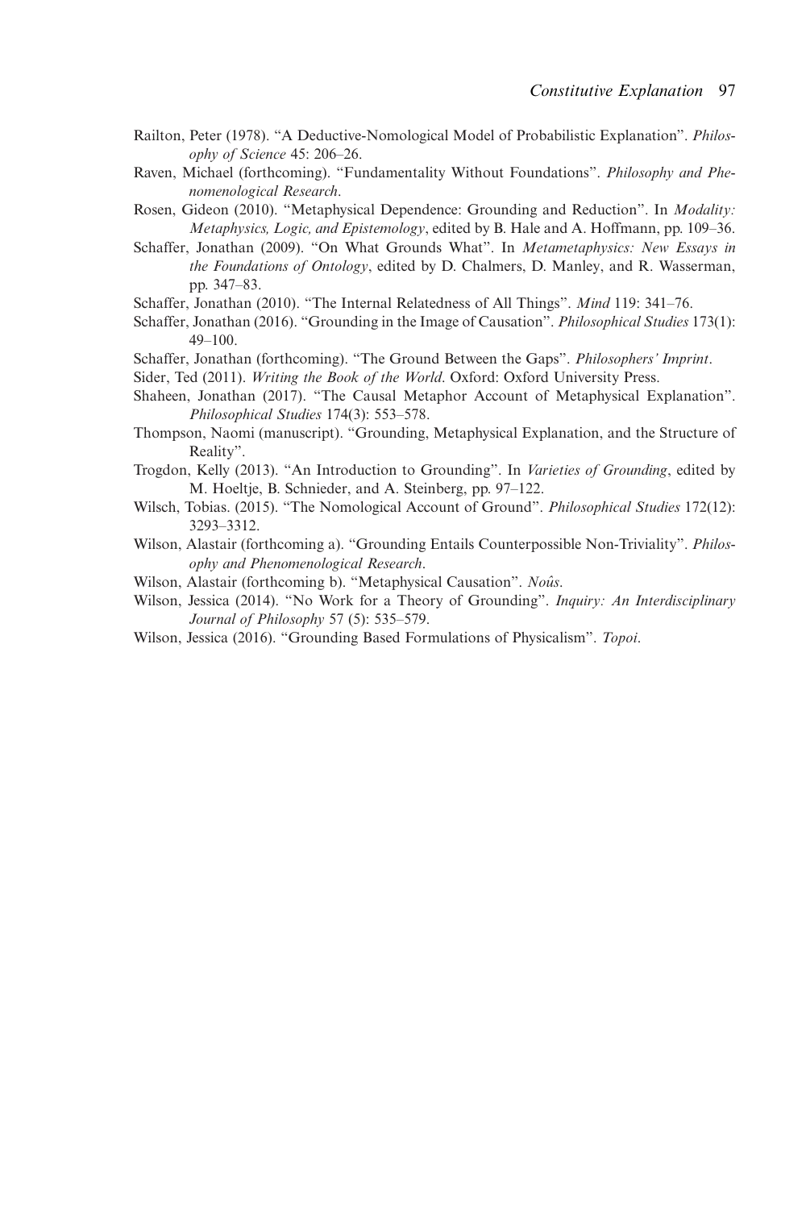Railton, Peter (1978). "A Deductive-Nomological Model of Probabilistic Explanation". *Philosophy of Science* 45: 206–26.

Raven, Michael (forthcoming). "Fundamentality Without Foundations". *Philosophy and Phenomenological Research*.

Rosen, Gideon (2010). "Metaphysical Dependence: Grounding and Reduction". In *Modality: Metaphysics, Logic, and Epistemology*, edited by B. Hale and A. Hoffmann, pp. 109–36.

Schaffer, Jonathan (2009). "On What Grounds What". In *Metametaphysics: New Essays in the Foundations of Ontology*, edited by D. Chalmers, D. Manley, and R. Wasserman, pp. 347–83.

Schaffer, Jonathan (2010). "The Internal Relatedness of All Things". *Mind* 119: 341–76.

Schaffer, Jonathan (2016). "Grounding in the Image of Causation". *Philosophical Studies* 173(1): 49–100.

Schaffer, Jonathan (forthcoming). "The Ground Between the Gaps". *Philosophers' Imprint*.

Sider, Ted (2011). *Writing the Book of the World*. Oxford: Oxford University Press.

Shaheen, Jonathan (2017). "The Causal Metaphor Account of Metaphysical Explanation". *Philosophical Studies* 174(3): 553–578.

Thompson, Naomi (manuscript). "Grounding, Metaphysical Explanation, and the Structure of Reality".

Trogdon, Kelly (2013). "An Introduction to Grounding". In *Varieties of Grounding*, edited by M. Hoeltje, B. Schnieder, and A. Steinberg, pp. 97–122.

Wilsch, Tobias. (2015). "The Nomological Account of Ground". *Philosophical Studies* 172(12): 3293–3312.

Wilson, Alastair (forthcoming a). "Grounding Entails Counterpossible Non-Triviality". *Philosophy and Phenomenological Research*.

Wilson, Alastair (forthcoming b). "Metaphysical Causation". *Noûs*.

Wilson, Jessica (2014). "No Work for a Theory of Grounding". *Inquiry: An Interdisciplinary Journal of Philosophy* 57 (5): 535–579.

Wilson, Jessica (2016). "Grounding Based Formulations of Physicalism". *Topoi*.